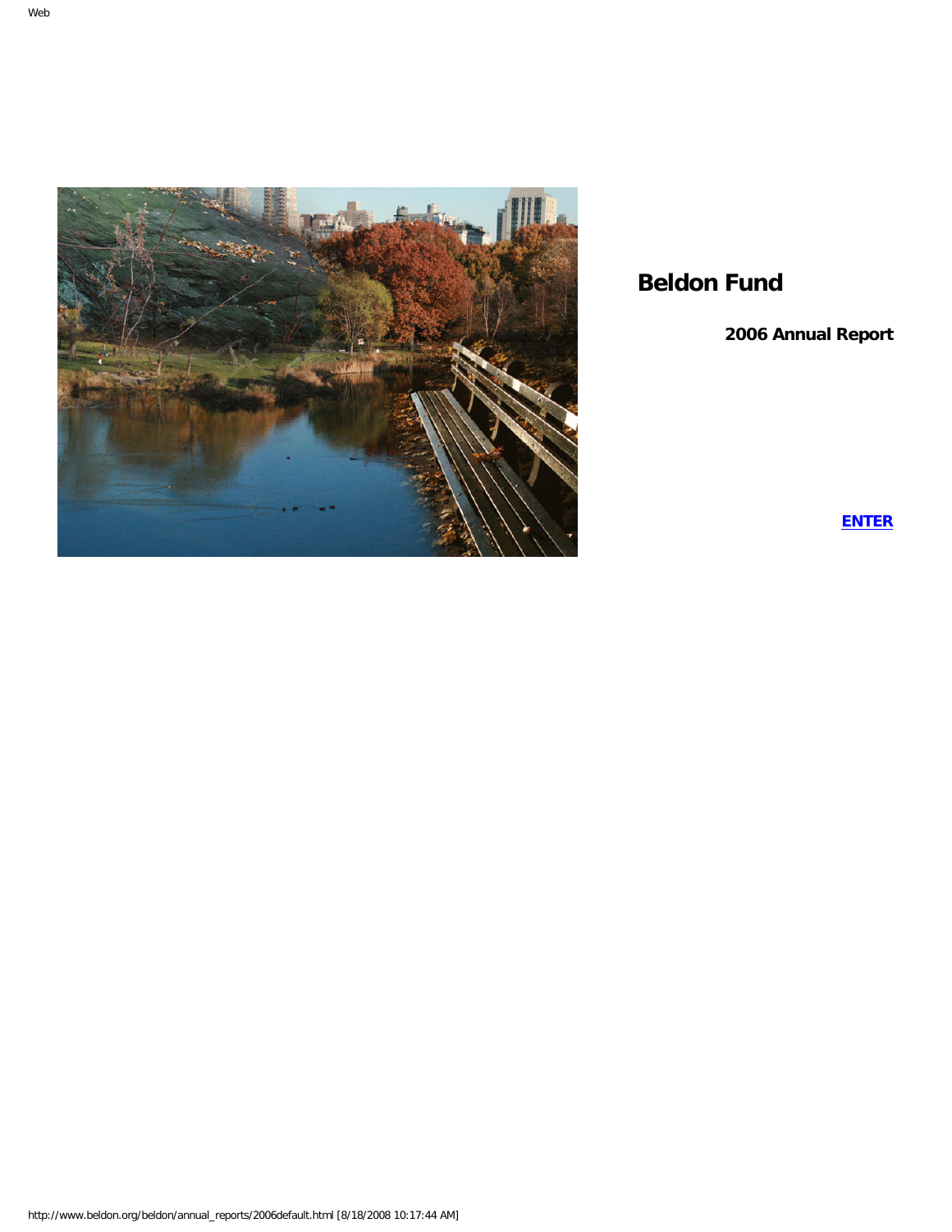# Beldon Fund

### 2006 Annual Report

**ENTER**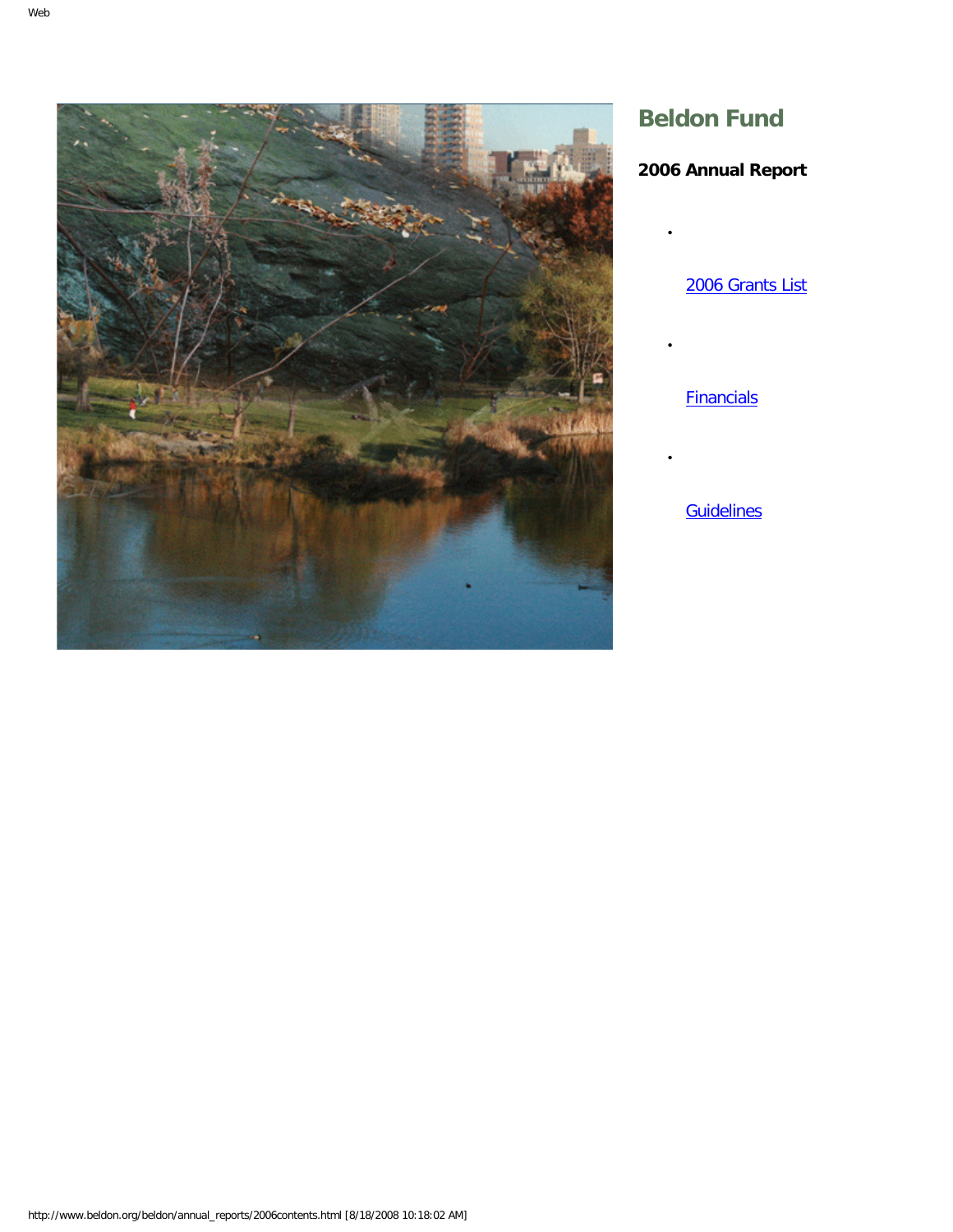# Beldon Fund

## 2006 Annual Report

- 2006 Grants List
- Financials
- Guidelines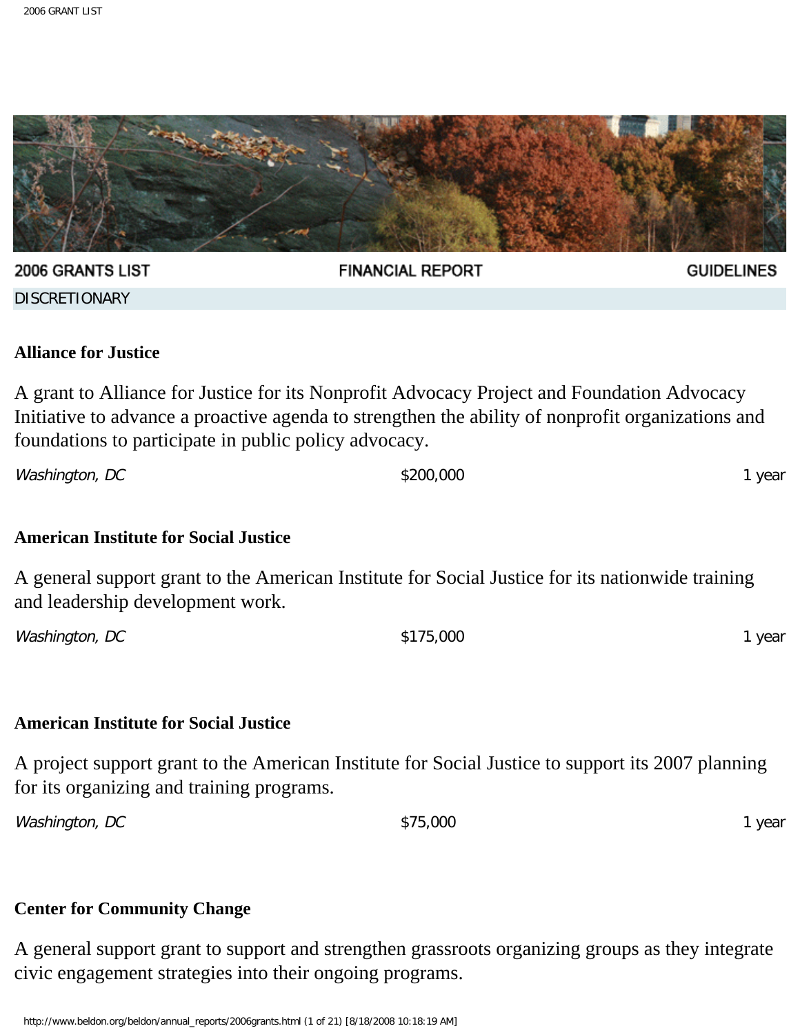2006 GRANTS LIST | FINANCIAL REPORT | GUIDELINES

DISCRETIONARY

**Alliance for Justice**

A grant to Alliance for Justice for its Nonprofit Advocacy Project and Foundation Advocacy Initiative to advance a proactive agenda to strengthen the ability of nonprofit organizations and foundations to participate in public policy advocacy.

*Washington, DC* — $200,000 — 1 year

**American Institute for Social Justice**

A general support grant to the American Institute for Social Justice for its nationwide training and leadership development work.

*Washington, DC* — $175,000 — 1 year

**American Institute for Social Justice**

A project support grant to the American Institute for Social Justice to support its 2007 planning for its organizing and training programs.

*Washington, DC* — $75,000 — 1 year

**Center for Community Change**

A general support grant to support and strengthen grassroots organizing groups as they integrate civic engagement strategies into their ongoing programs.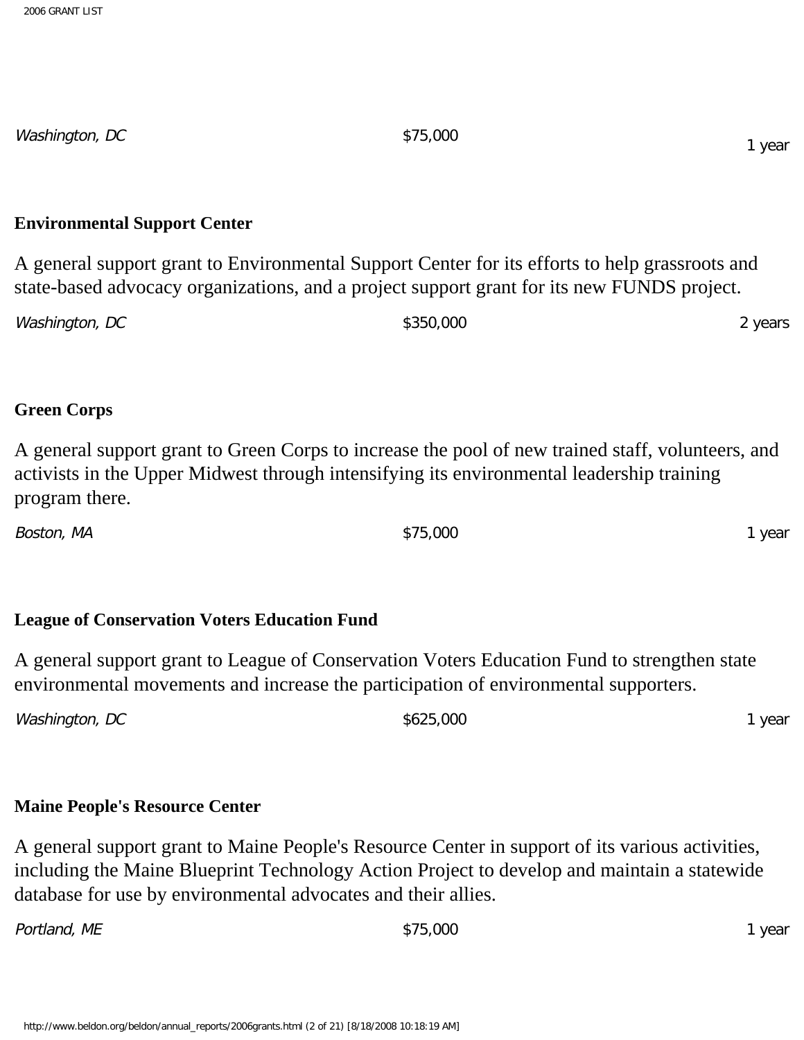Washington, DC $75,000 1 year

**Environmental Support Center**

A general support grant to Environmental Support Center for its efforts to help grassroots and state-based advocacy organizations, and a project support grant for its new FUNDS project.

*Washington, DC* $350,000 2 years

**Green Corps**

A general support grant to Green Corps to increase the pool of new trained staff, volunteers, and activists in the Upper Midwest through intensifying its environmental leadership training program there.

*Boston, MA* $75,000 1 year

**League of Conservation Voters Education Fund**

A general support grant to League of Conservation Voters Education Fund to strengthen state environmental movements and increase the participation of environmental supporters.

*Washington, DC* $625,000 1 year

**Maine People's Resource Center**

A general support grant to Maine People's Resource Center in support of its various activities, including the Maine Blueprint Technology Action Project to develop and maintain a statewide database for use by environmental advocates and their allies.

*Portland, ME* $75,000 1 year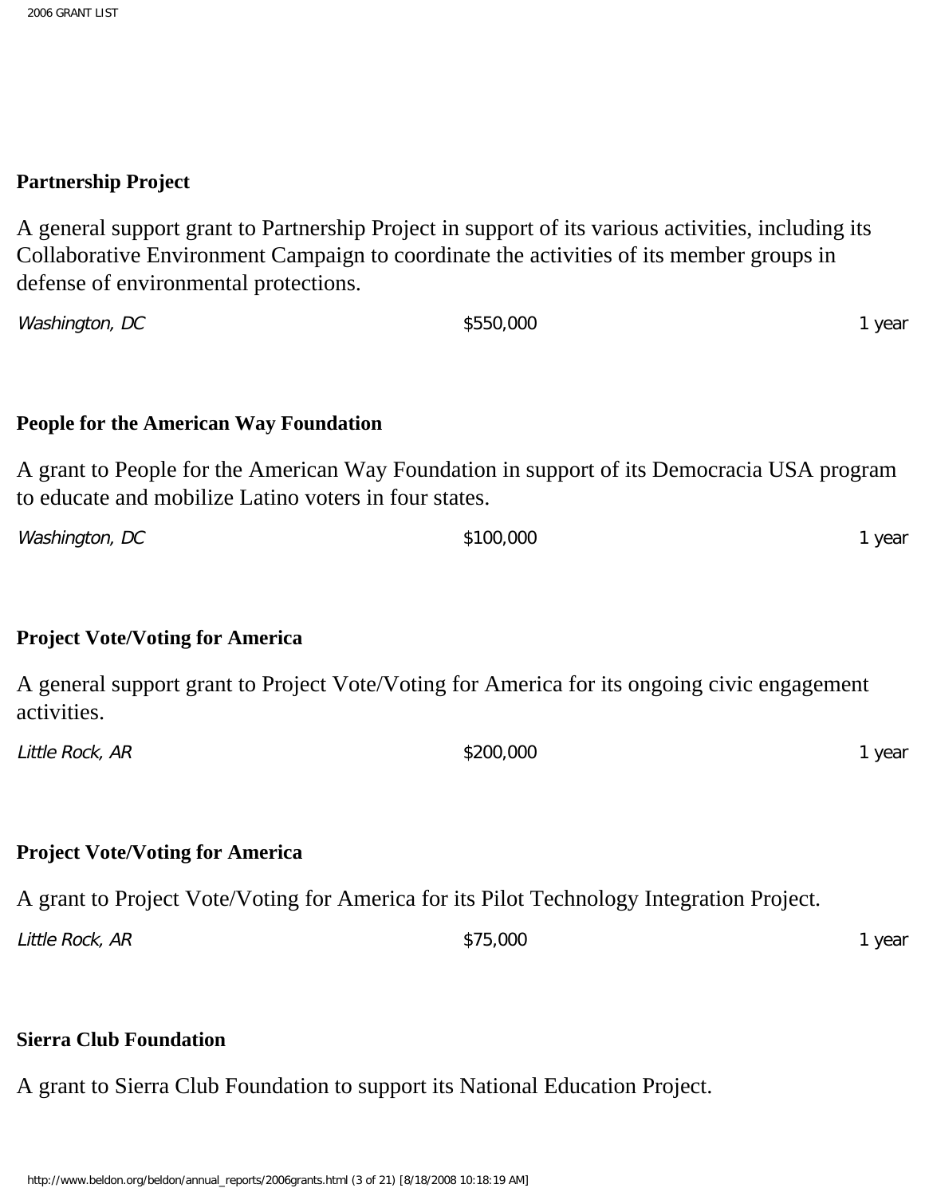**Partnership Project**

A general support grant to Partnership Project in support of its various activities, including its Collaborative Environment Campaign to coordinate the activities of its member groups in defense of environmental protections.

*Washington, DC* $550,000 1 year

**People for the American Way Foundation**

A grant to People for the American Way Foundation in support of its Democracia USA program to educate and mobilize Latino voters in four states.

*Washington, DC* $100,000 1 year

**Project Vote/Voting for America**

A general support grant to Project Vote/Voting for America for its ongoing civic engagement activities.

*Little Rock, AR* $200,000 1 year

**Project Vote/Voting for America**

A grant to Project Vote/Voting for America for its Pilot Technology Integration Project.

*Little Rock, AR* $75,000 1 year

**Sierra Club Foundation**

A grant to Sierra Club Foundation to support its National Education Project.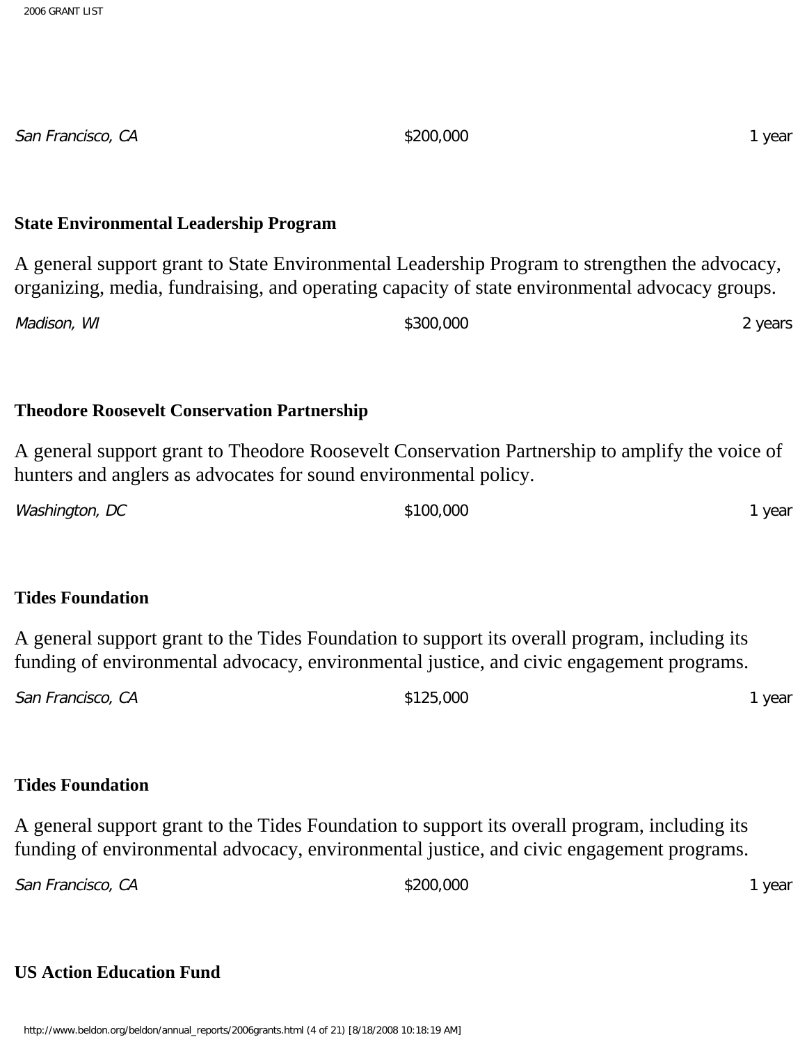*San Francisco, CA* $200,000 1 year

**State Environmental Leadership Program**

A general support grant to State Environmental Leadership Program to strengthen the advocacy, organizing, media, fundraising, and operating capacity of state environmental advocacy groups.

*Madison, WI* $300,000 2 years

**Theodore Roosevelt Conservation Partnership**

A general support grant to Theodore Roosevelt Conservation Partnership to amplify the voice of hunters and anglers as advocates for sound environmental policy.

*Washington, DC* $100,000 1 year

**Tides Foundation**

A general support grant to the Tides Foundation to support its overall program, including its funding of environmental advocacy, environmental justice, and civic engagement programs.

*San Francisco, CA* $125,000 1 year

**Tides Foundation**

A general support grant to the Tides Foundation to support its overall program, including its funding of environmental advocacy, environmental justice, and civic engagement programs.

*San Francisco, CA* $200,000 1 year

**US Action Education Fund**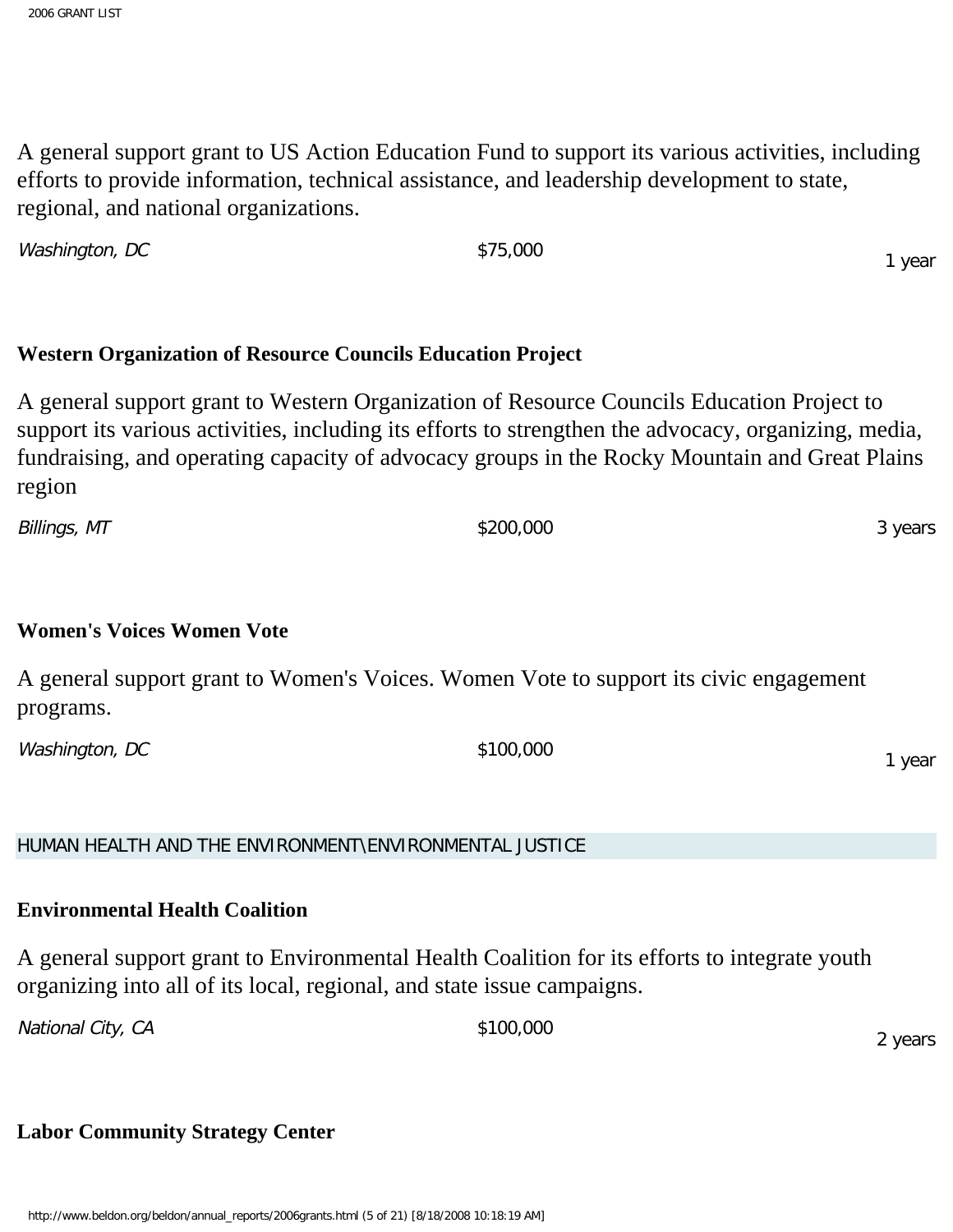A general support grant to US Action Education Fund to support its various activities, including efforts to provide information, technical assistance, and leadership development to state, regional, and national organizations.

*Washington, DC* | $75,000 | 1 year

**Western Organization of Resource Councils Education Project**

A general support grant to Western Organization of Resource Councils Education Project to support its various activities, including its efforts to strengthen the advocacy, organizing, media, fundraising, and operating capacity of advocacy groups in the Rocky Mountain and Great Plains region

*Billings, MT* | $200,000 | 3 years

**Women's Voices Women Vote**

A general support grant to Women's Voices. Women Vote to support its civic engagement programs.

*Washington, DC* | $100,000 | 1 year

## HUMAN HEALTH AND THE ENVIRONMENT\ENVIRONMENTAL JUSTICE

**Environmental Health Coalition**

A general support grant to Environmental Health Coalition for its efforts to integrate youth organizing into all of its local, regional, and state issue campaigns.

*National City, CA* | $100,000 | 2 years

**Labor Community Strategy Center**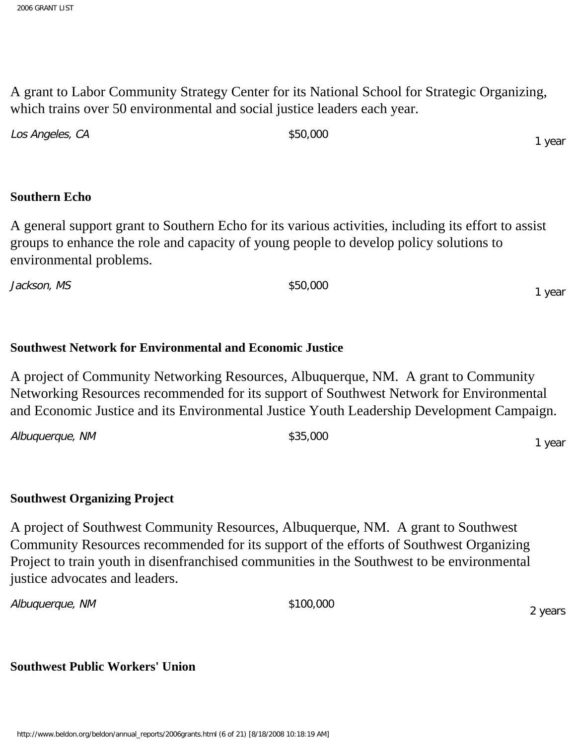A grant to Labor Community Strategy Center for its National School for Strategic Organizing, which trains over 50 environmental and social justice leaders each year.

*Los Angeles, CA* $50,000 1 year

**Southern Echo**

A general support grant to Southern Echo for its various activities, including its effort to assist groups to enhance the role and capacity of young people to develop policy solutions to environmental problems.

*Jackson, MS* $50,000 1 year

**Southwest Network for Environmental and Economic Justice**

A project of Community Networking Resources, Albuquerque, NM. A grant to Community Networking Resources recommended for its support of Southwest Network for Environmental and Economic Justice and its Environmental Justice Youth Leadership Development Campaign.

*Albuquerque, NM* $35,000 1 year

**Southwest Organizing Project**

A project of Southwest Community Resources, Albuquerque, NM. A grant to Southwest Community Resources recommended for its support of the efforts of Southwest Organizing Project to train youth in disenfranchised communities in the Southwest to be environmental justice advocates and leaders.

*Albuquerque, NM* $100,000 2 years

**Southwest Public Workers' Union**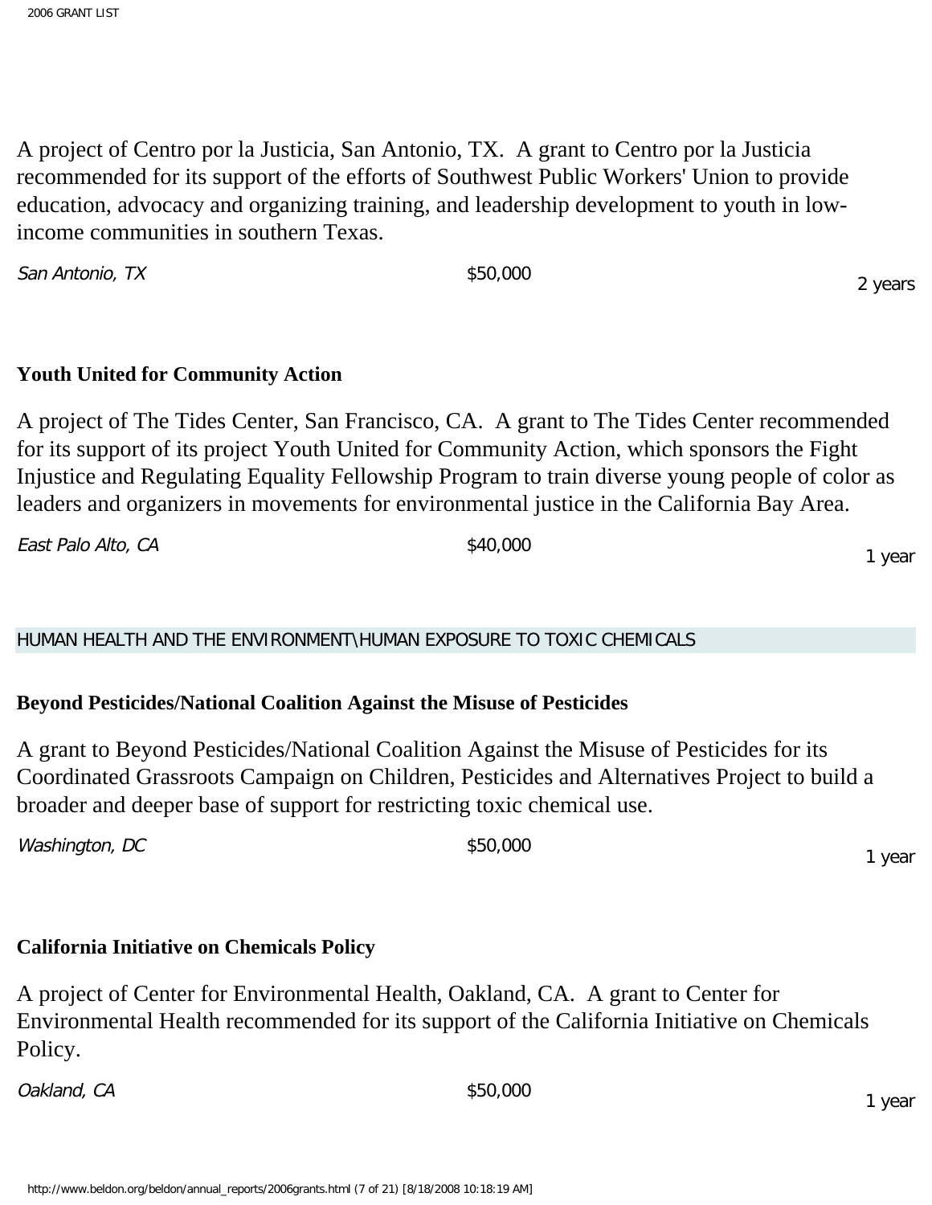A project of Centro por la Justicia, San Antonio, TX. A grant to Centro por la Justicia recommended for its support of the efforts of Southwest Public Workers' Union to provide education, advocacy and organizing training, and leadership development to youth in low-income communities in southern Texas.

*San Antonio, TX* $50,000 2 years

**Youth United for Community Action**

A project of The Tides Center, San Francisco, CA. A grant to The Tides Center recommended for its support of its project Youth United for Community Action, which sponsors the Fight Injustice and Regulating Equality Fellowship Program to train diverse young people of color as leaders and organizers in movements for environmental justice in the California Bay Area.

*East Palo Alto, CA* $40,000 1 year

## HUMAN HEALTH AND THE ENVIRONMENT\HUMAN EXPOSURE TO TOXIC CHEMICALS

**Beyond Pesticides/National Coalition Against the Misuse of Pesticides**

A grant to Beyond Pesticides/National Coalition Against the Misuse of Pesticides for its Coordinated Grassroots Campaign on Children, Pesticides and Alternatives Project to build a broader and deeper base of support for restricting toxic chemical use.

*Washington, DC* $50,000 1 year

**California Initiative on Chemicals Policy**

A project of Center for Environmental Health, Oakland, CA. A grant to Center for Environmental Health recommended for its support of the California Initiative on Chemicals Policy.

*Oakland, CA* $50,000 1 year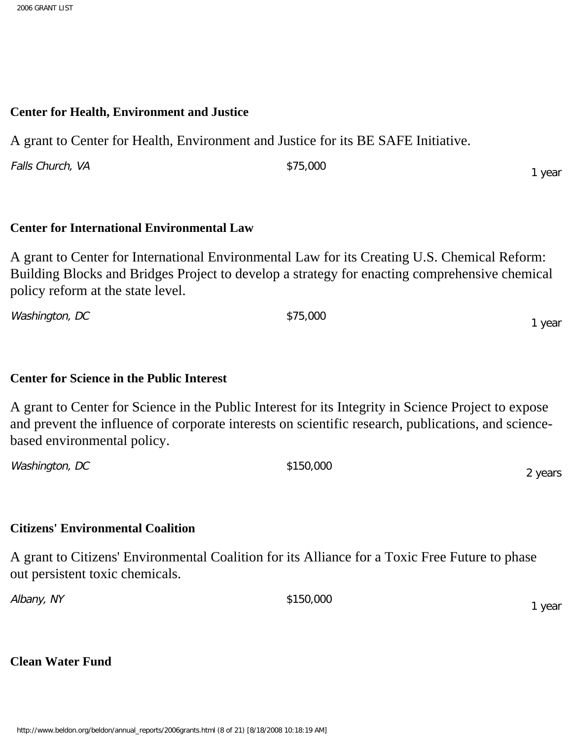**Center for Health, Environment and Justice**

A grant to Center for Health, Environment and Justice for its BE SAFE Initiative.

*Falls Church, VA* $75,000 1 year

**Center for International Environmental Law**

A grant to Center for International Environmental Law for its Creating U.S. Chemical Reform: Building Blocks and Bridges Project to develop a strategy for enacting comprehensive chemical policy reform at the state level.

*Washington, DC* $75,000 1 year

**Center for Science in the Public Interest**

A grant to Center for Science in the Public Interest for its Integrity in Science Project to expose and prevent the influence of corporate interests on scientific research, publications, and science-based environmental policy.

*Washington, DC* $150,000 2 years

**Citizens' Environmental Coalition**

A grant to Citizens' Environmental Coalition for its Alliance for a Toxic Free Future to phase out persistent toxic chemicals.

*Albany, NY* $150,000 1 year

**Clean Water Fund**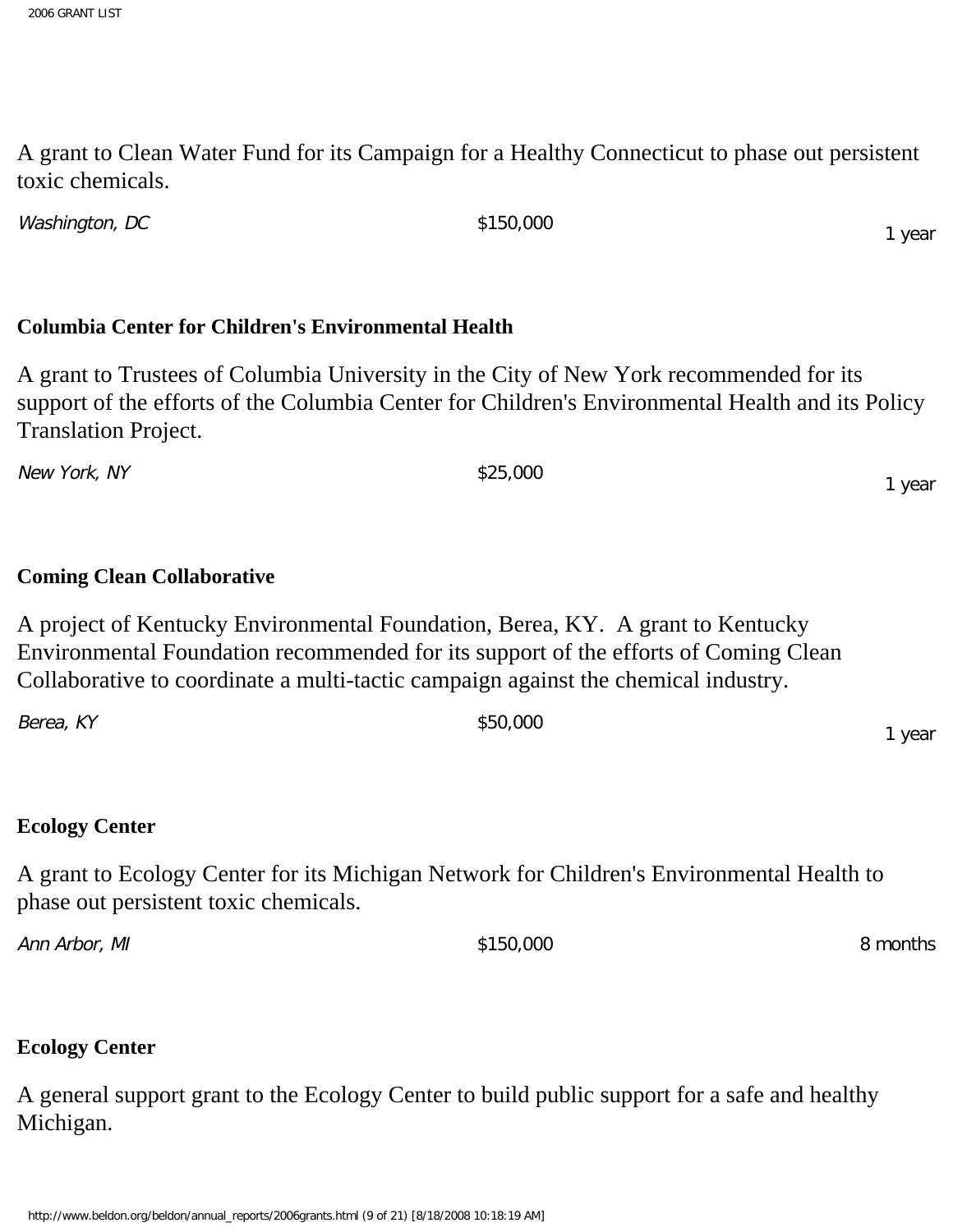A grant to Clean Water Fund for its Campaign for a Healthy Connecticut to phase out persistent toxic chemicals.

*Washington, DC* $150,000 1 year

**Columbia Center for Children's Environmental Health**

A grant to Trustees of Columbia University in the City of New York recommended for its support of the efforts of the Columbia Center for Children's Environmental Health and its Policy Translation Project.

*New York, NY* $25,000 1 year

**Coming Clean Collaborative**

A project of Kentucky Environmental Foundation, Berea, KY. A grant to Kentucky Environmental Foundation recommended for its support of the efforts of Coming Clean Collaborative to coordinate a multi-tactic campaign against the chemical industry.

*Berea, KY* $50,000 1 year

**Ecology Center**

A grant to Ecology Center for its Michigan Network for Children's Environmental Health to phase out persistent toxic chemicals.

*Ann Arbor, MI* $150,000 8 months

**Ecology Center**

A general support grant to the Ecology Center to build public support for a safe and healthy Michigan.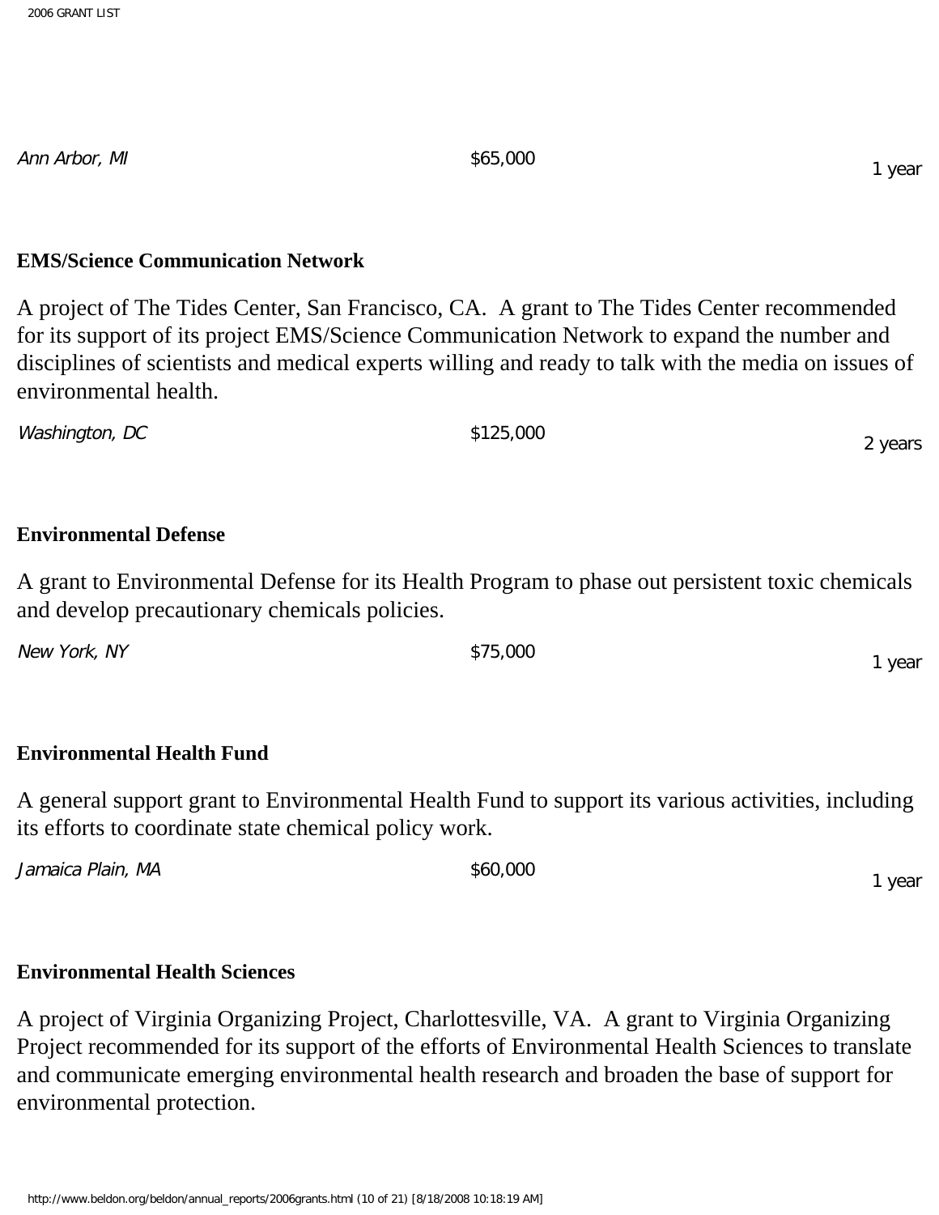*Ann Arbor, MI* $65,000 1 year

**EMS/Science Communication Network**

A project of The Tides Center, San Francisco, CA. A grant to The Tides Center recommended for its support of its project EMS/Science Communication Network to expand the number and disciplines of scientists and medical experts willing and ready to talk with the media on issues of environmental health.

*Washington, DC* $125,000 2 years

**Environmental Defense**

A grant to Environmental Defense for its Health Program to phase out persistent toxic chemicals and develop precautionary chemicals policies.

*New York, NY* $75,000 1 year

**Environmental Health Fund**

A general support grant to Environmental Health Fund to support its various activities, including its efforts to coordinate state chemical policy work.

*Jamaica Plain, MA* $60,000 1 year

**Environmental Health Sciences**

A project of Virginia Organizing Project, Charlottesville, VA. A grant to Virginia Organizing Project recommended for its support of the efforts of Environmental Health Sciences to translate and communicate emerging environmental health research and broaden the base of support for environmental protection.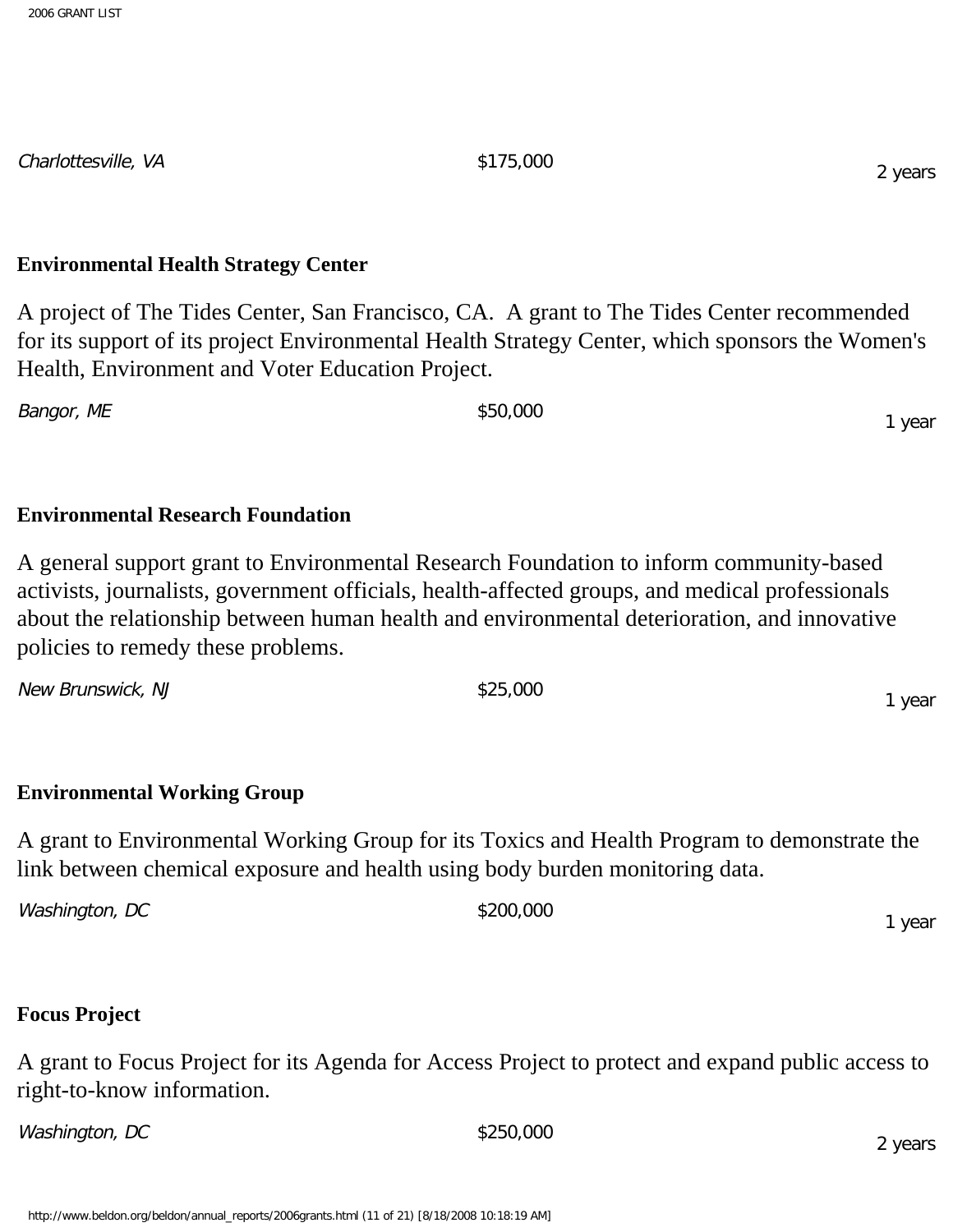Charlottesville, VA $175,000 2 years

**Environmental Health Strategy Center**

A project of The Tides Center, San Francisco, CA. A grant to The Tides Center recommended for its support of its project Environmental Health Strategy Center, which sponsors the Women's Health, Environment and Voter Education Project.

*Bangor, ME* $50,000 1 year

**Environmental Research Foundation**

A general support grant to Environmental Research Foundation to inform community-based activists, journalists, government officials, health-affected groups, and medical professionals about the relationship between human health and environmental deterioration, and innovative policies to remedy these problems.

*New Brunswick, NJ* $25,000 1 year

**Environmental Working Group**

A grant to Environmental Working Group for its Toxics and Health Program to demonstrate the link between chemical exposure and health using body burden monitoring data.

*Washington, DC* $200,000 1 year

**Focus Project**

A grant to Focus Project for its Agenda for Access Project to protect and expand public access to right-to-know information.

*Washington, DC* $250,000 2 years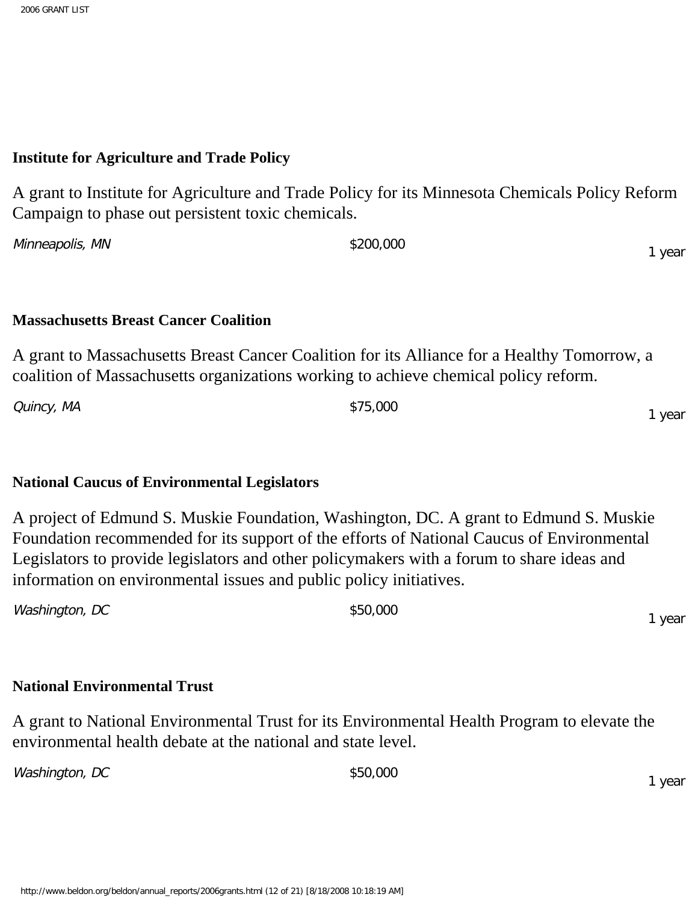**Institute for Agriculture and Trade Policy**

A grant to Institute for Agriculture and Trade Policy for its Minnesota Chemicals Policy Reform Campaign to phase out persistent toxic chemicals.

*Minneapolis, MN* $200,000 1 year

**Massachusetts Breast Cancer Coalition**

A grant to Massachusetts Breast Cancer Coalition for its Alliance for a Healthy Tomorrow, a coalition of Massachusetts organizations working to achieve chemical policy reform.

*Quincy, MA* $75,000 1 year

**National Caucus of Environmental Legislators**

A project of Edmund S. Muskie Foundation, Washington, DC. A grant to Edmund S. Muskie Foundation recommended for its support of the efforts of National Caucus of Environmental Legislators to provide legislators and other policymakers with a forum to share ideas and information on environmental issues and public policy initiatives.

*Washington, DC* $50,000 1 year

**National Environmental Trust**

A grant to National Environmental Trust for its Environmental Health Program to elevate the environmental health debate at the national and state level.

*Washington, DC* $50,000 1 year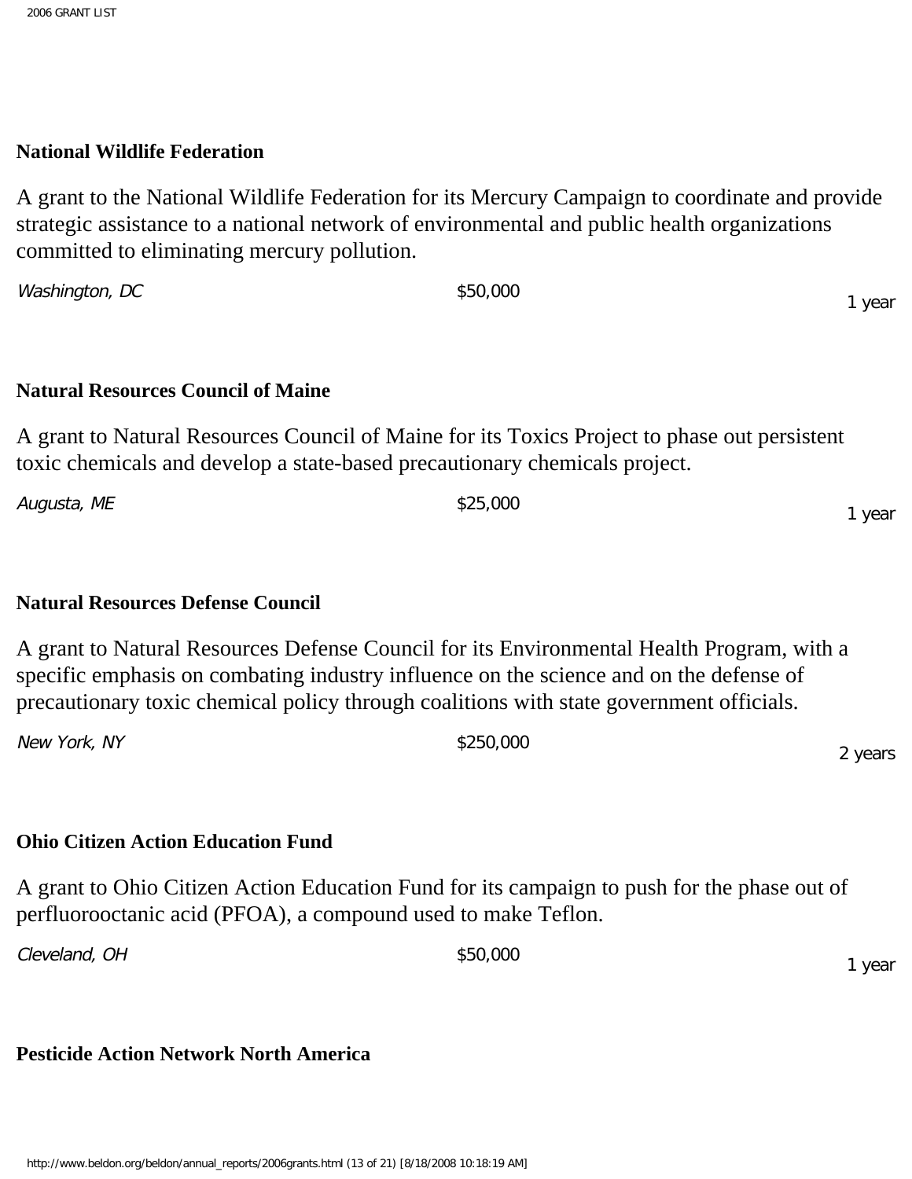**National Wildlife Federation**

A grant to the National Wildlife Federation for its Mercury Campaign to coordinate and provide strategic assistance to a national network of environmental and public health organizations committed to eliminating mercury pollution.

*Washington, DC* $50,000 1 year

**Natural Resources Council of Maine**

A grant to Natural Resources Council of Maine for its Toxics Project to phase out persistent toxic chemicals and develop a state-based precautionary chemicals project.

*Augusta, ME* $25,000 1 year

**Natural Resources Defense Council**

A grant to Natural Resources Defense Council for its Environmental Health Program, with a specific emphasis on combating industry influence on the science and on the defense of precautionary toxic chemical policy through coalitions with state government officials.

*New York, NY* $250,000 2 years

**Ohio Citizen Action Education Fund**

A grant to Ohio Citizen Action Education Fund for its campaign to push for the phase out of perfluorooctanic acid (PFOA), a compound used to make Teflon.

*Cleveland, OH* $50,000 1 year

**Pesticide Action Network North America**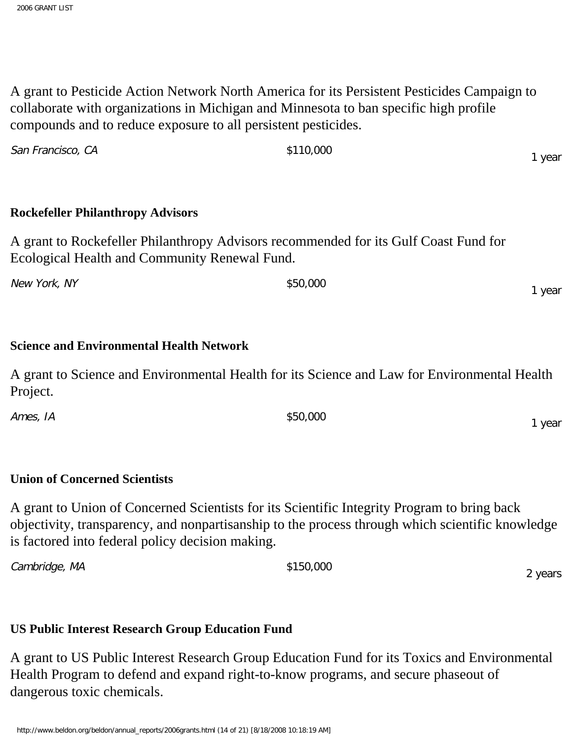A grant to Pesticide Action Network North America for its Persistent Pesticides Campaign to collaborate with organizations in Michigan and Minnesota to ban specific high profile compounds and to reduce exposure to all persistent pesticides.

| *San Francisco, CA* | $110,000 | 1 year |
|---|---|---|

**Rockefeller Philanthropy Advisors**

A grant to Rockefeller Philanthropy Advisors recommended for its Gulf Coast Fund for Ecological Health and Community Renewal Fund.

| *New York, NY* | $50,000 | 1 year |
|---|---|---|

**Science and Environmental Health Network**

A grant to Science and Environmental Health for its Science and Law for Environmental Health Project.

| *Ames, IA* | $50,000 | 1 year |
|---|---|---|

**Union of Concerned Scientists**

A grant to Union of Concerned Scientists for its Scientific Integrity Program to bring back objectivity, transparency, and nonpartisanship to the process through which scientific knowledge is factored into federal policy decision making.

| *Cambridge, MA* | $150,000 | 2 years |
|---|---|---|

**US Public Interest Research Group Education Fund**

A grant to US Public Interest Research Group Education Fund for its Toxics and Environmental Health Program to defend and expand right-to-know programs, and secure phaseout of dangerous toxic chemicals.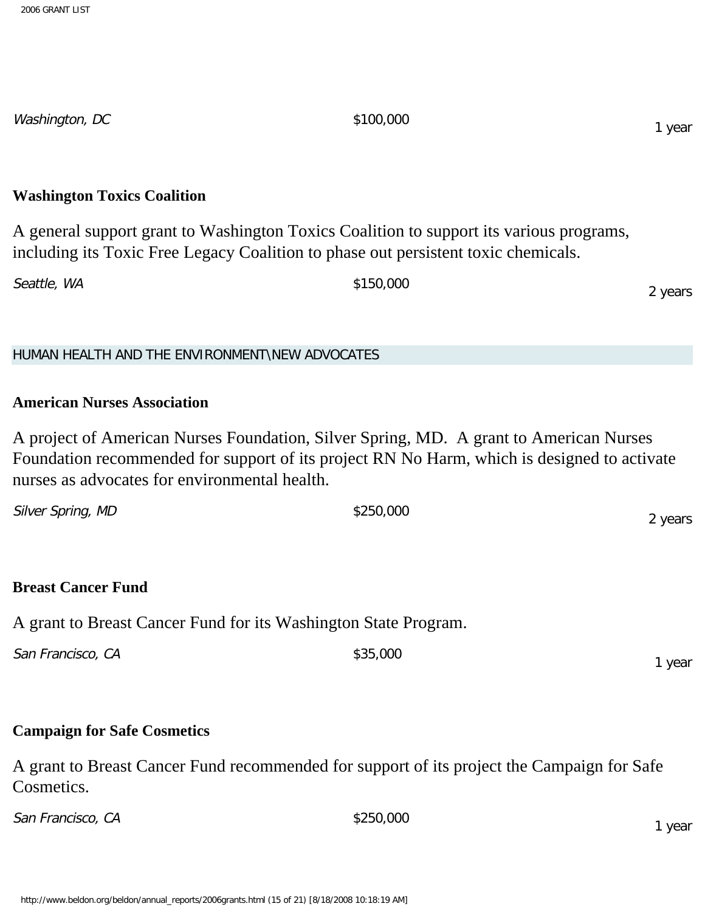*Washington, DC* $100,000 1 year

**Washington Toxics Coalition**

A general support grant to Washington Toxics Coalition to support its various programs, including its Toxic Free Legacy Coalition to phase out persistent toxic chemicals.

*Seattle, WA* $150,000 2 years

## HUMAN HEALTH AND THE ENVIRONMENT\NEW ADVOCATES

**American Nurses Association**

A project of American Nurses Foundation, Silver Spring, MD. A grant to American Nurses Foundation recommended for support of its project RN No Harm, which is designed to activate nurses as advocates for environmental health.

*Silver Spring, MD* $250,000 2 years

**Breast Cancer Fund**

A grant to Breast Cancer Fund for its Washington State Program.

*San Francisco, CA* $35,000 1 year

**Campaign for Safe Cosmetics**

A grant to Breast Cancer Fund recommended for support of its project the Campaign for Safe Cosmetics.

*San Francisco, CA* $250,000 1 year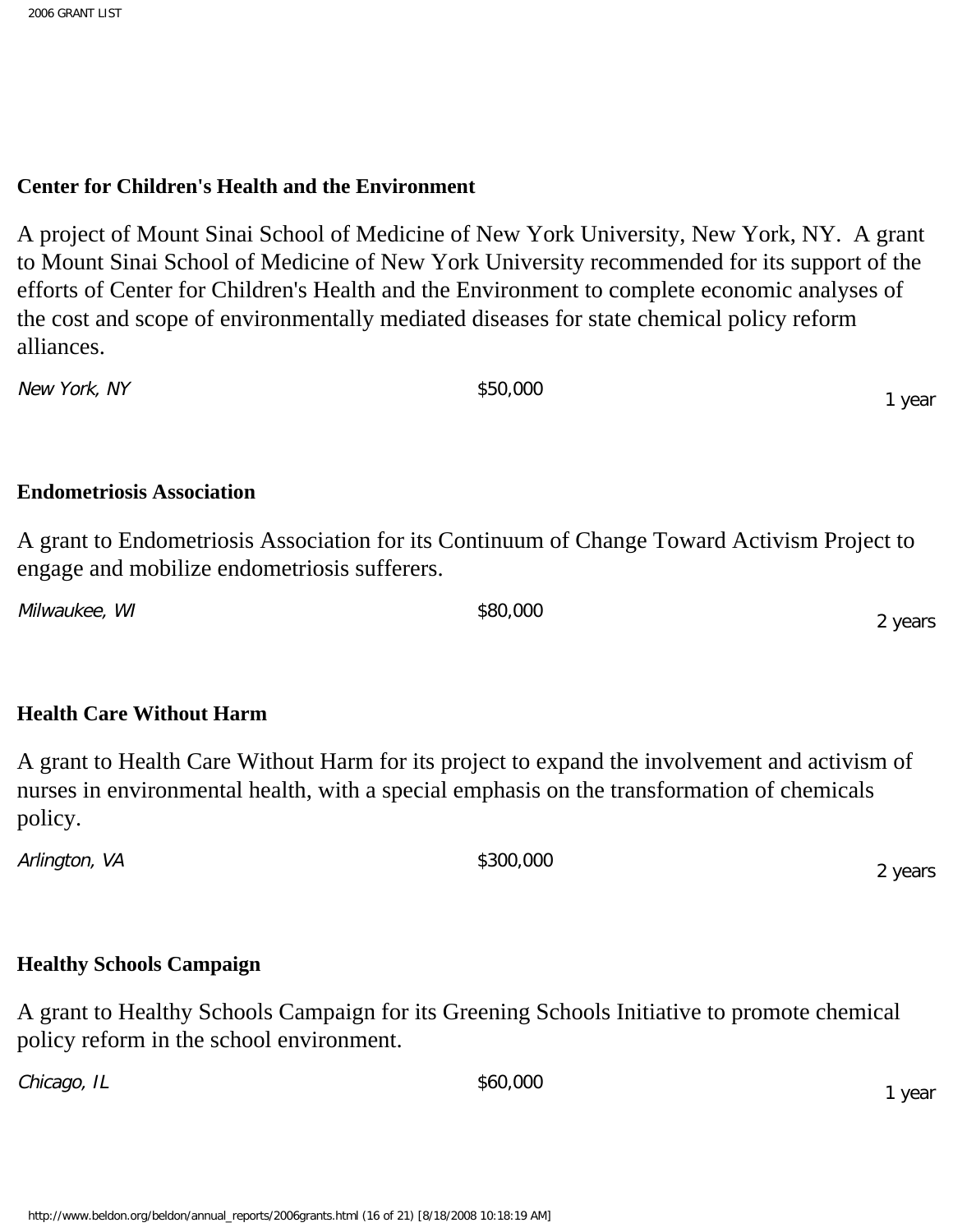**Center for Children's Health and the Environment**

A project of Mount Sinai School of Medicine of New York University, New York, NY. A grant to Mount Sinai School of Medicine of New York University recommended for its support of the efforts of Center for Children's Health and the Environment to complete economic analyses of the cost and scope of environmentally mediated diseases for state chemical policy reform alliances.

*New York, NY* $50,000 1 year

**Endometriosis Association**

A grant to Endometriosis Association for its Continuum of Change Toward Activism Project to engage and mobilize endometriosis sufferers.

*Milwaukee, WI* $80,000 2 years

**Health Care Without Harm**

A grant to Health Care Without Harm for its project to expand the involvement and activism of nurses in environmental health, with a special emphasis on the transformation of chemicals policy.

*Arlington, VA* $300,000 2 years

**Healthy Schools Campaign**

A grant to Healthy Schools Campaign for its Greening Schools Initiative to promote chemical policy reform in the school environment.

*Chicago, IL* $60,000 1 year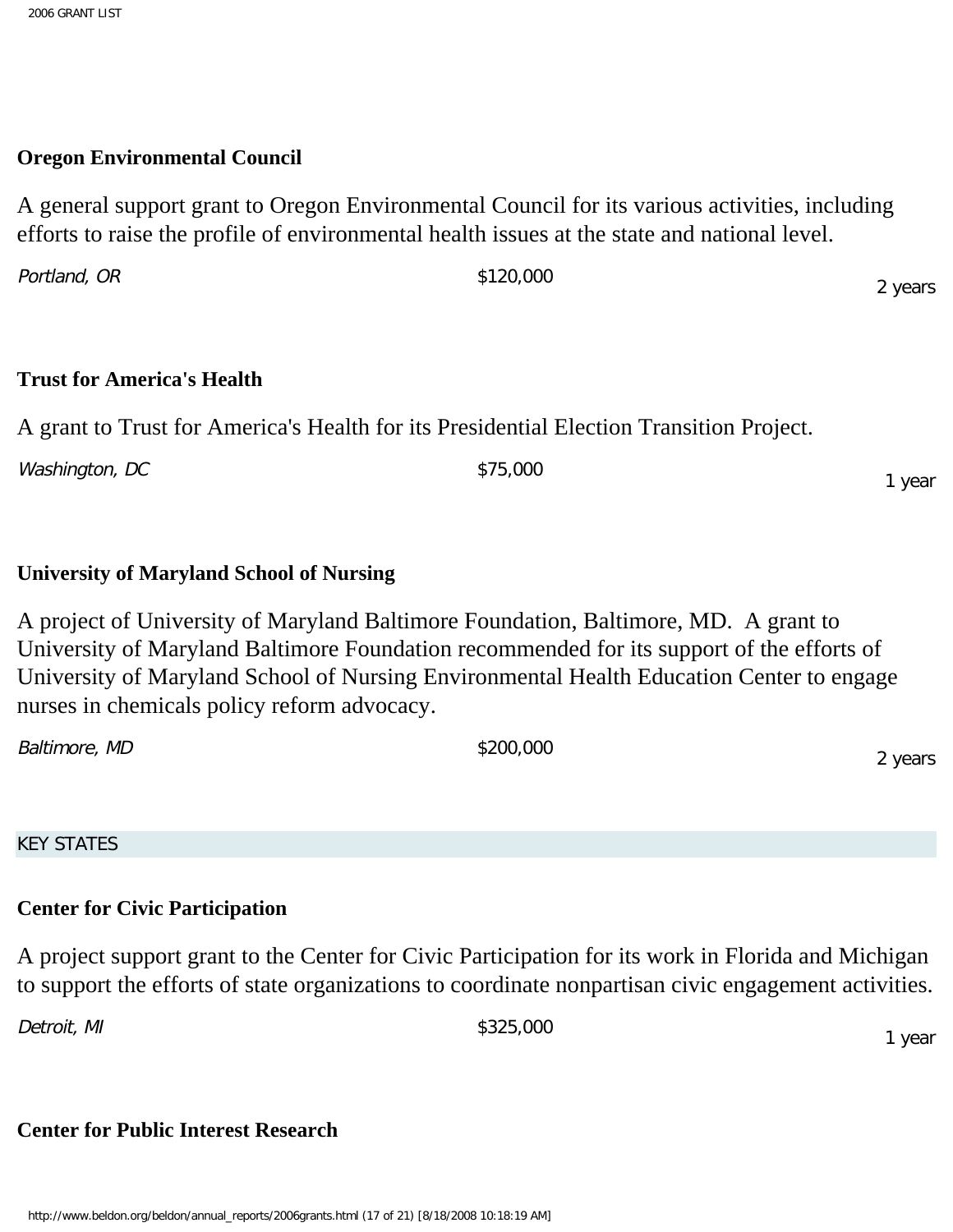**Oregon Environmental Council**

A general support grant to Oregon Environmental Council for its various activities, including efforts to raise the profile of environmental health issues at the state and national level.

*Portland, OR* $120,000 2 years

**Trust for America's Health**

A grant to Trust for America's Health for its Presidential Election Transition Project.

*Washington, DC* $75,000 1 year

**University of Maryland School of Nursing**

A project of University of Maryland Baltimore Foundation, Baltimore, MD. A grant to University of Maryland Baltimore Foundation recommended for its support of the efforts of University of Maryland School of Nursing Environmental Health Education Center to engage nurses in chemicals policy reform advocacy.

*Baltimore, MD* $200,000 2 years

## KEY STATES

**Center for Civic Participation**

A project support grant to the Center for Civic Participation for its work in Florida and Michigan to support the efforts of state organizations to coordinate nonpartisan civic engagement activities.

*Detroit, MI* $325,000 1 year

**Center for Public Interest Research**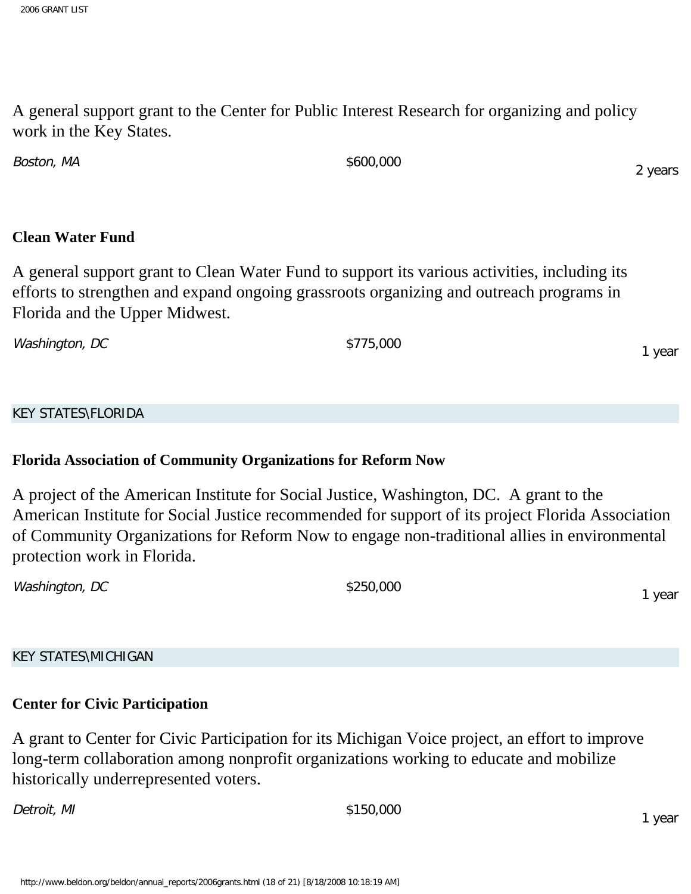A general support grant to the Center for Public Interest Research for organizing and policy work in the Key States.

*Boston, MA* $600,000 2 years

**Clean Water Fund**

A general support grant to Clean Water Fund to support its various activities, including its efforts to strengthen and expand ongoing grassroots organizing and outreach programs in Florida and the Upper Midwest.

*Washington, DC* $775,000 1 year

KEY STATES\FLORIDA

**Florida Association of Community Organizations for Reform Now**

A project of the American Institute for Social Justice, Washington, DC. A grant to the American Institute for Social Justice recommended for support of its project Florida Association of Community Organizations for Reform Now to engage non-traditional allies in environmental protection work in Florida.

*Washington, DC* $250,000 1 year

KEY STATES\MICHIGAN

**Center for Civic Participation**

A grant to Center for Civic Participation for its Michigan Voice project, an effort to improve long-term collaboration among nonprofit organizations working to educate and mobilize historically underrepresented voters.

*Detroit, MI* $150,000 1 year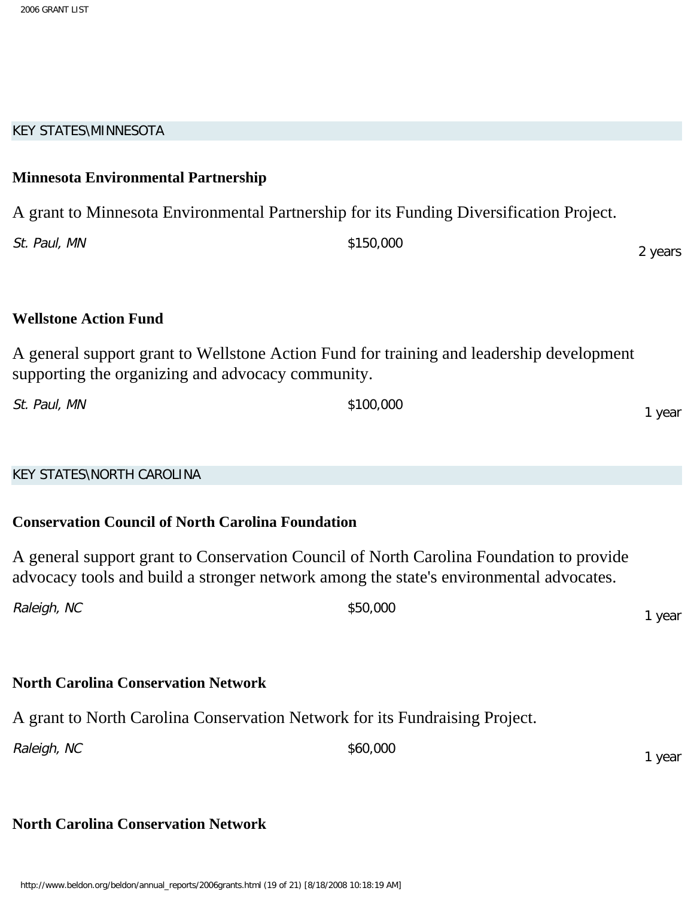## KEY STATES\MINNESOTA

**Minnesota Environmental Partnership**

A grant to Minnesota Environmental Partnership for its Funding Diversification Project.

*St. Paul, MN* $150,000 2 years

**Wellstone Action Fund**

A general support grant to Wellstone Action Fund for training and leadership development supporting the organizing and advocacy community.

*St. Paul, MN* $100,000 1 year

## KEY STATES\NORTH CAROLINA

**Conservation Council of North Carolina Foundation**

A general support grant to Conservation Council of North Carolina Foundation to provide advocacy tools and build a stronger network among the state's environmental advocates.

*Raleigh, NC* $50,000 1 year

**North Carolina Conservation Network**

A grant to North Carolina Conservation Network for its Fundraising Project.

*Raleigh, NC* $60,000 1 year

**North Carolina Conservation Network**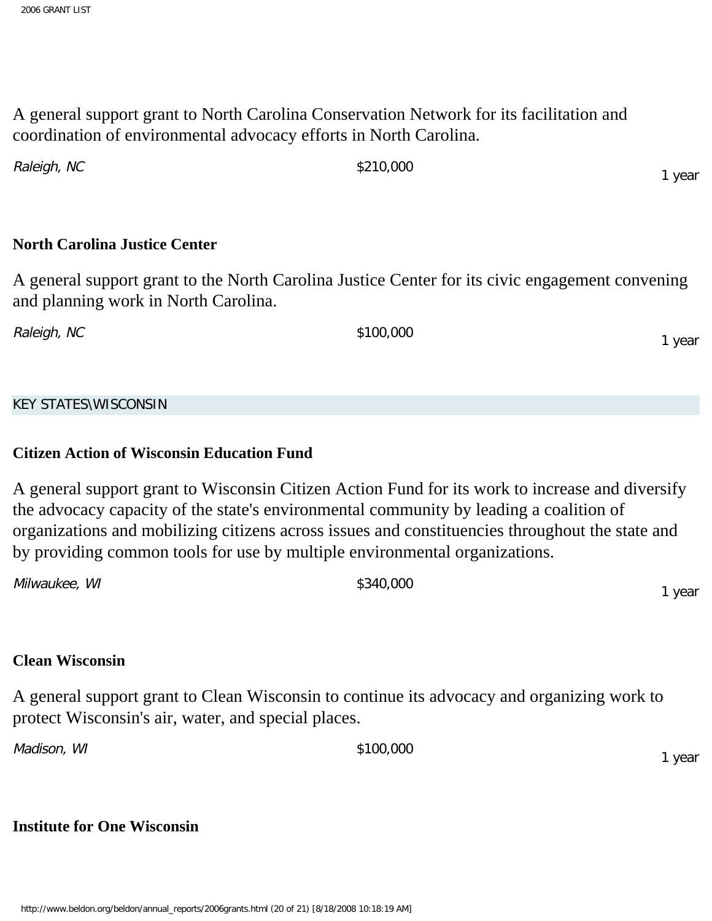A general support grant to North Carolina Conservation Network for its facilitation and coordination of environmental advocacy efforts in North Carolina.

*Raleigh, NC* $210,000 1 year

**North Carolina Justice Center**

A general support grant to the North Carolina Justice Center for its civic engagement convening and planning work in North Carolina.

*Raleigh, NC* $100,000 1 year

KEY STATES\WISCONSIN

**Citizen Action of Wisconsin Education Fund**

A general support grant to Wisconsin Citizen Action Fund for its work to increase and diversify the advocacy capacity of the state's environmental community by leading a coalition of organizations and mobilizing citizens across issues and constituencies throughout the state and by providing common tools for use by multiple environmental organizations.

*Milwaukee, WI* $340,000 1 year

**Clean Wisconsin**

A general support grant to Clean Wisconsin to continue its advocacy and organizing work to protect Wisconsin's air, water, and special places.

*Madison, WI* $100,000 1 year

**Institute for One Wisconsin**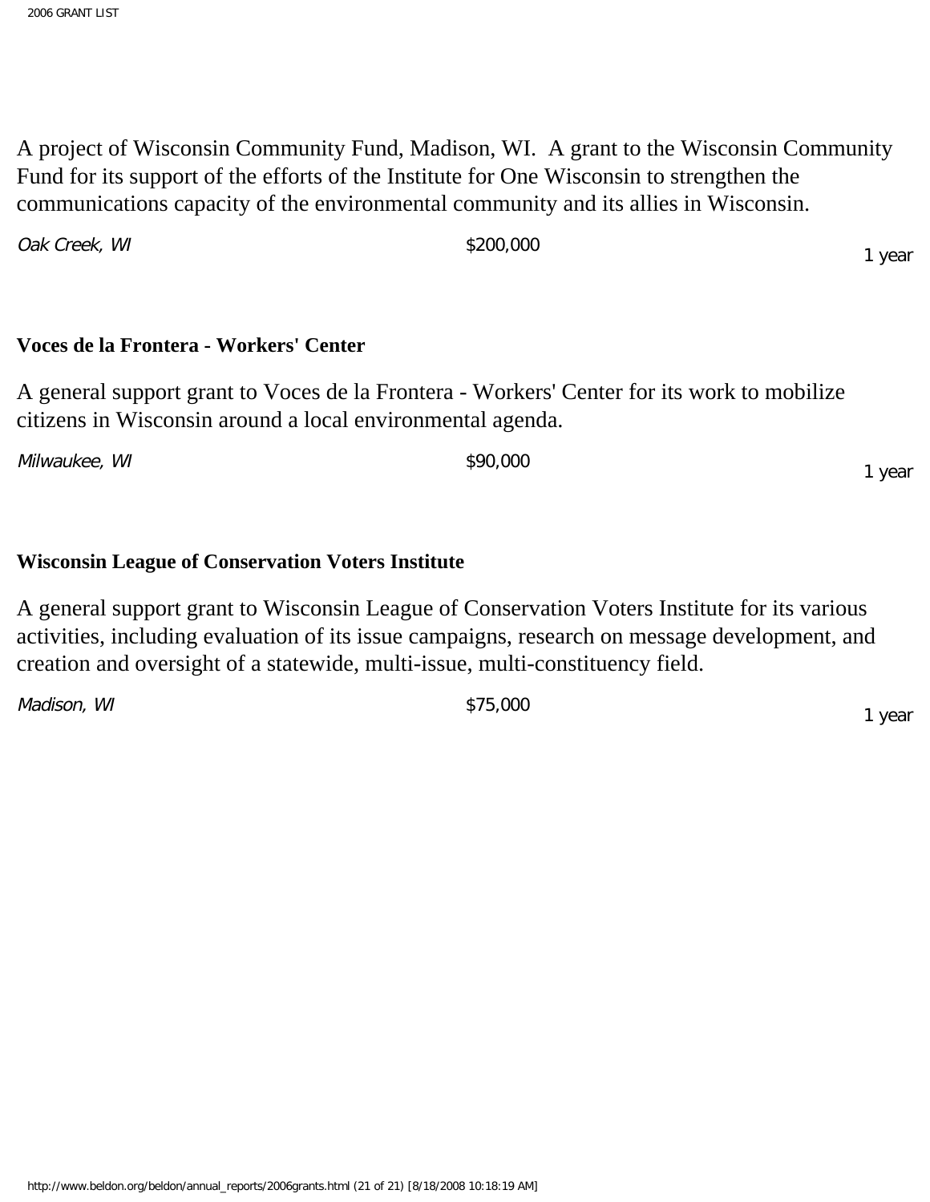A project of Wisconsin Community Fund, Madison, WI. A grant to the Wisconsin Community Fund for its support of the efforts of the Institute for One Wisconsin to strengthen the communications capacity of the environmental community and its allies in Wisconsin.

*Oak Creek, WI* $200,000 1 year

**Voces de la Frontera - Workers' Center**

A general support grant to Voces de la Frontera - Workers' Center for its work to mobilize citizens in Wisconsin around a local environmental agenda.

*Milwaukee, WI* $90,000 1 year

**Wisconsin League of Conservation Voters Institute**

A general support grant to Wisconsin League of Conservation Voters Institute for its various activities, including evaluation of its issue campaigns, research on message development, and creation and oversight of a statewide, multi-issue, multi-constituency field.

*Madison, WI* $75,000 1 year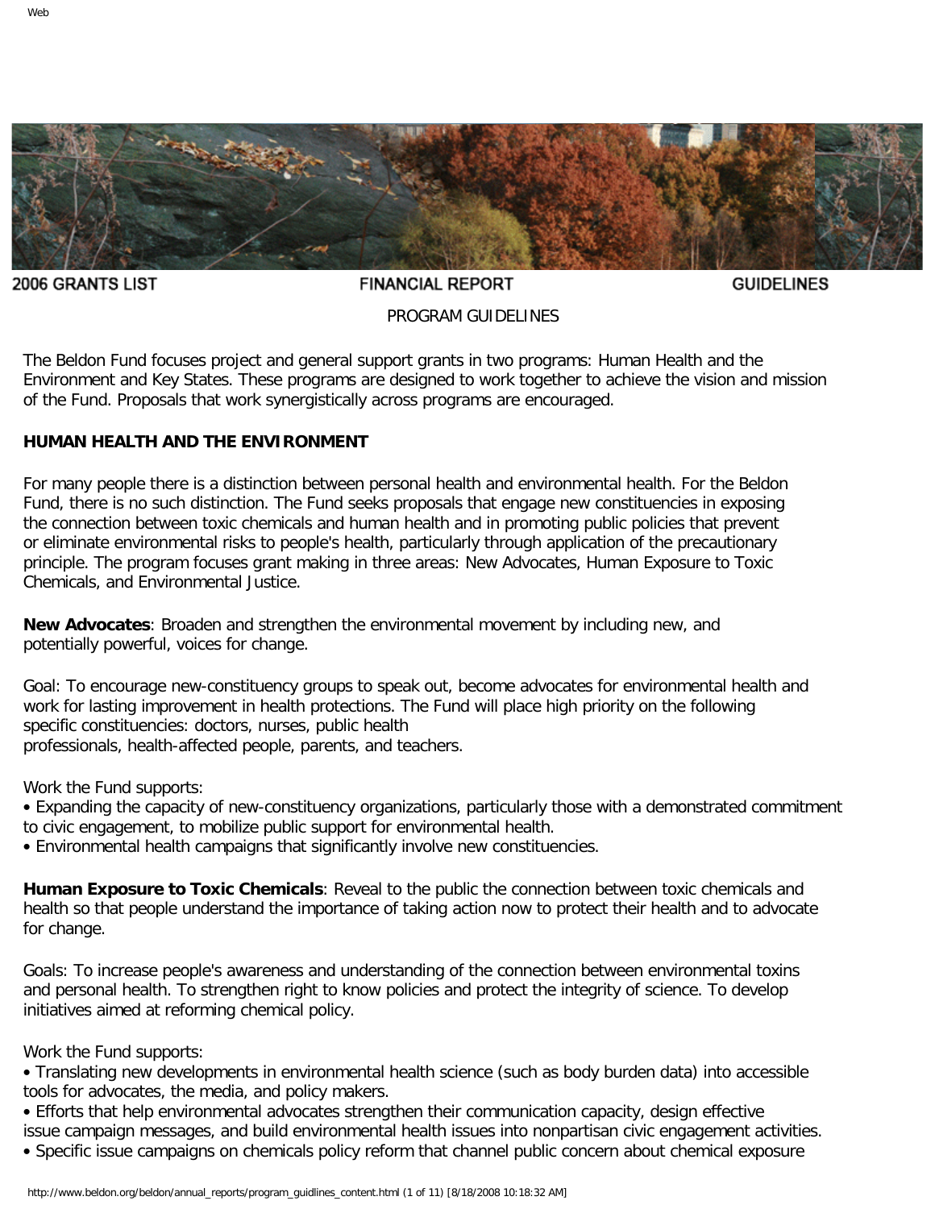2006 GRANTS LIST FINANCIAL REPORT GUIDELINES

PROGRAM GUIDELINES

The Beldon Fund focuses project and general support grants in two programs: Human Health and the Environment and Key States. These programs are designed to work together to achieve the vision and mission of the Fund. Proposals that work synergistically across programs are encouraged.

**HUMAN HEALTH AND THE ENVIRONMENT**

For many people there is a distinction between personal health and environmental health. For the Beldon Fund, there is no such distinction. The Fund seeks proposals that engage new constituencies in exposing the connection between toxic chemicals and human health and in promoting public policies that prevent or eliminate environmental risks to people's health, particularly through application of the precautionary principle. The program focuses grant making in three areas: New Advocates, Human Exposure to Toxic Chemicals, and Environmental Justice.

**New Advocates**: Broaden and strengthen the environmental movement by including new, and potentially powerful, voices for change.

Goal: To encourage new-constituency groups to speak out, become advocates for environmental health and work for lasting improvement in health protections. The Fund will place high priority on the following specific constituencies: doctors, nurses, public health professionals, health-affected people, parents, and teachers.

Work the Fund supports:

- Expanding the capacity of new-constituency organizations, particularly those with a demonstrated commitment to civic engagement, to mobilize public support for environmental health.
- Environmental health campaigns that significantly involve new constituencies.

**Human Exposure to Toxic Chemicals**: Reveal to the public the connection between toxic chemicals and health so that people understand the importance of taking action now to protect their health and to advocate for change.

Goals: To increase people's awareness and understanding of the connection between environmental toxins and personal health. To strengthen right to know policies and protect the integrity of science. To develop initiatives aimed at reforming chemical policy.

Work the Fund supports:

- Translating new developments in environmental health science (such as body burden data) into accessible tools for advocates, the media, and policy makers.
- Efforts that help environmental advocates strengthen their communication capacity, design effective issue campaign messages, and build environmental health issues into nonpartisan civic engagement activities.
- Specific issue campaigns on chemicals policy reform that channel public concern about chemical exposure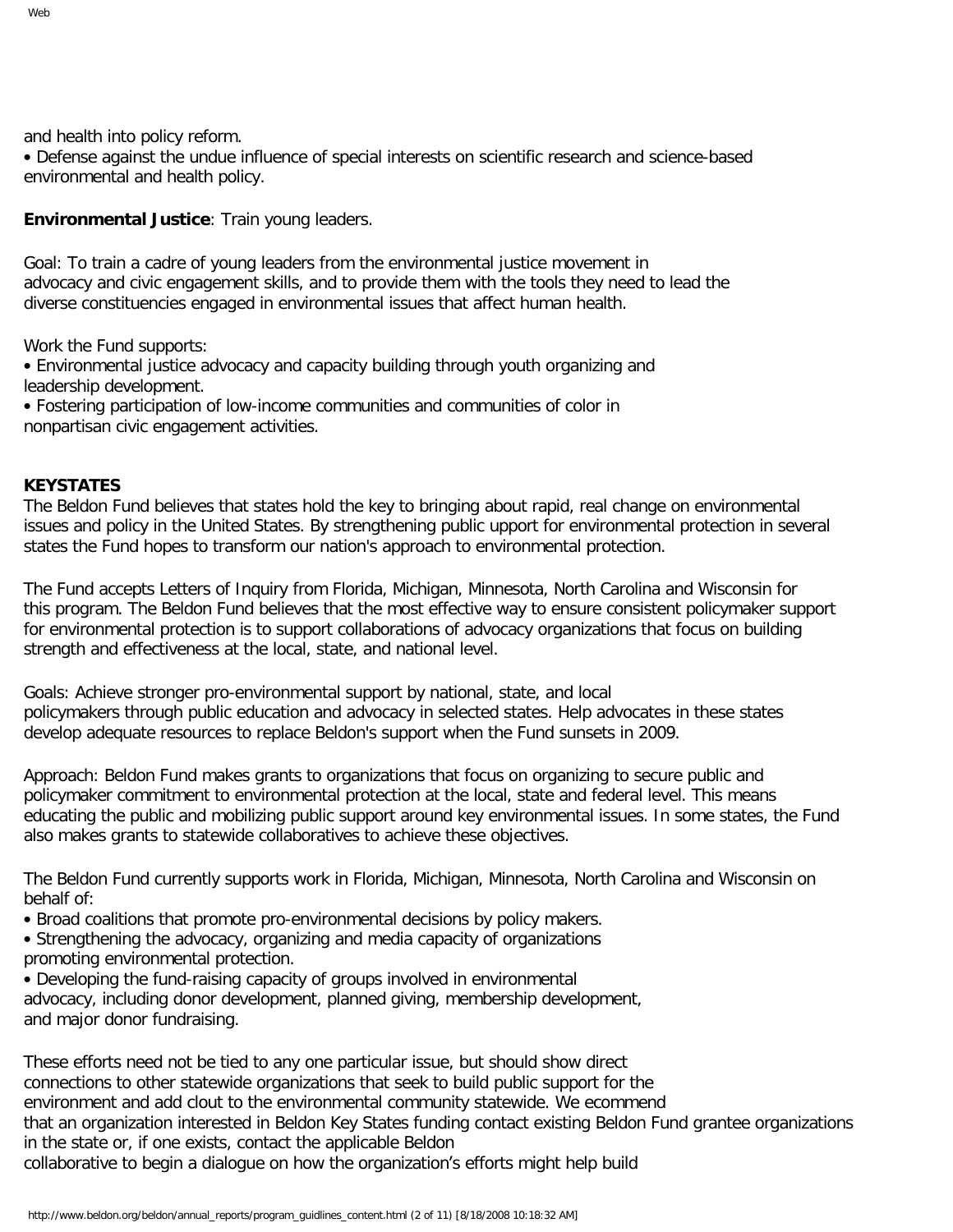and health into policy reform.
• Defense against the undue influence of special interests on scientific research and science-based environmental and health policy.

**Environmental Justice**: Train young leaders.

Goal: To train a cadre of young leaders from the environmental justice movement in advocacy and civic engagement skills, and to provide them with the tools they need to lead the diverse constituencies engaged in environmental issues that affect human health.

Work the Fund supports:
• Environmental justice advocacy and capacity building through youth organizing and leadership development.
• Fostering participation of low-income communities and communities of color in nonpartisan civic engagement activities.

**KEYSTATES**

The Beldon Fund believes that states hold the key to bringing about rapid, real change on environmental issues and policy in the United States. By strengthening public upport for environmental protection in several states the Fund hopes to transform our nation's approach to environmental protection.

The Fund accepts Letters of Inquiry from Florida, Michigan, Minnesota, North Carolina and Wisconsin for this program. The Beldon Fund believes that the most effective way to ensure consistent policymaker support for environmental protection is to support collaborations of advocacy organizations that focus on building strength and effectiveness at the local, state, and national level.

Goals: Achieve stronger pro-environmental support by national, state, and local policymakers through public education and advocacy in selected states. Help advocates in these states develop adequate resources to replace Beldon's support when the Fund sunsets in 2009.

Approach: Beldon Fund makes grants to organizations that focus on organizing to secure public and policymaker commitment to environmental protection at the local, state and federal level. This means educating the public and mobilizing public support around key environmental issues. In some states, the Fund also makes grants to statewide collaboratives to achieve these objectives.

The Beldon Fund currently supports work in Florida, Michigan, Minnesota, North Carolina and Wisconsin on behalf of:
• Broad coalitions that promote pro-environmental decisions by policy makers.
• Strengthening the advocacy, organizing and media capacity of organizations promoting environmental protection.
• Developing the fund-raising capacity of groups involved in environmental advocacy, including donor development, planned giving, membership development, and major donor fundraising.

These efforts need not be tied to any one particular issue, but should show direct connections to other statewide organizations that seek to build public support for the environment and add clout to the environmental community statewide. We ecommend that an organization interested in Beldon Key States funding contact existing Beldon Fund grantee organizations in the state or, if one exists, contact the applicable Beldon collaborative to begin a dialogue on how the organization's efforts might help build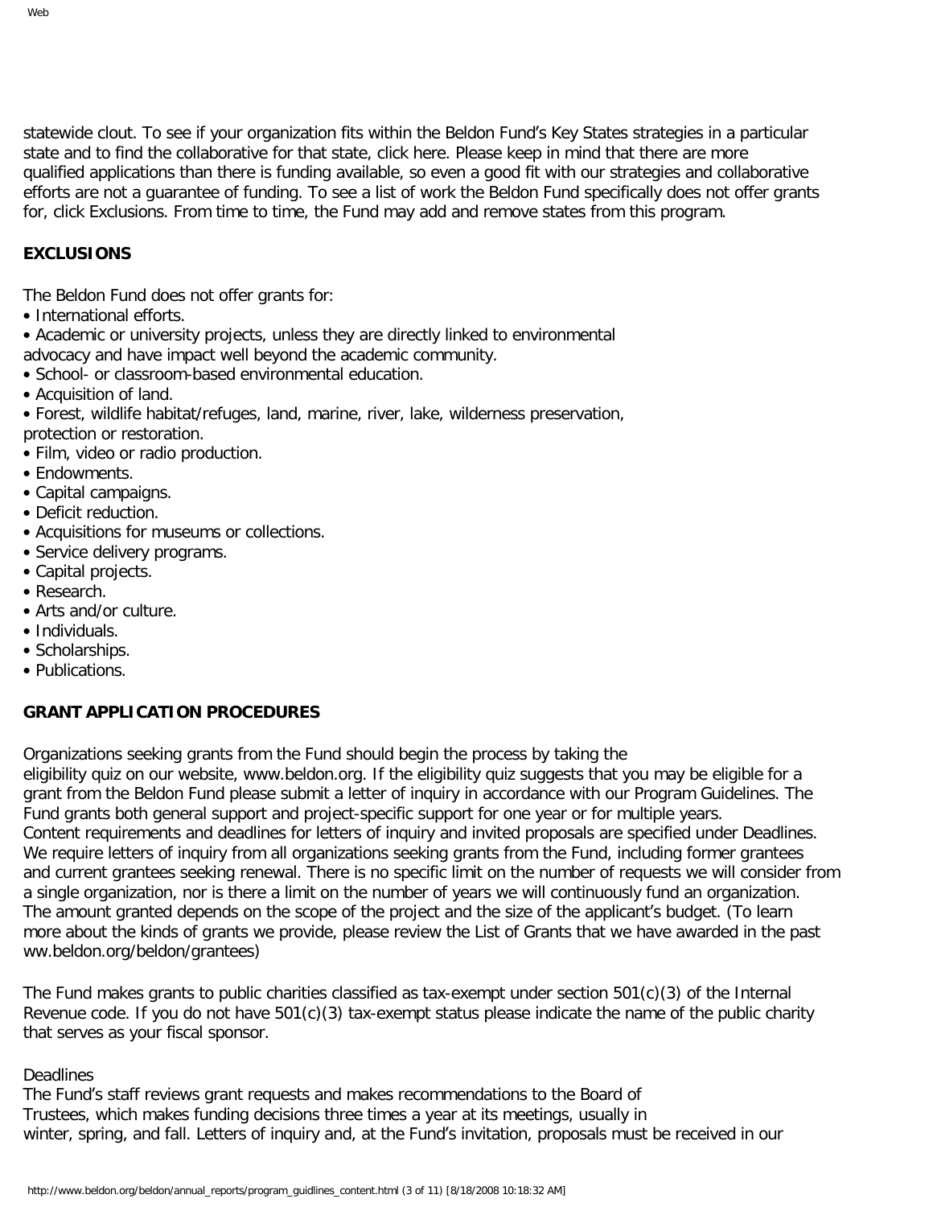statewide clout. To see if your organization fits within the Beldon Fund's Key States strategies in a particular state and to find the collaborative for that state, click here. Please keep in mind that there are more qualified applications than there is funding available, so even a good fit with our strategies and collaborative efforts are not a guarantee of funding. To see a list of work the Beldon Fund specifically does not offer grants for, click Exclusions. From time to time, the Fund may add and remove states from this program.

**EXCLUSIONS**

The Beldon Fund does not offer grants for:

- International efforts.
- Academic or university projects, unless they are directly linked to environmental advocacy and have impact well beyond the academic community.
- School- or classroom-based environmental education.
- Acquisition of land.
- Forest, wildlife habitat/refuges, land, marine, river, lake, wilderness preservation, protection or restoration.
- Film, video or radio production.
- Endowments.
- Capital campaigns.
- Deficit reduction.
- Acquisitions for museums or collections.
- Service delivery programs.
- Capital projects.
- Research.
- Arts and/or culture.
- Individuals.
- Scholarships.
- Publications.

**GRANT APPLICATION PROCEDURES**

Organizations seeking grants from the Fund should begin the process by taking the eligibility quiz on our website, www.beldon.org. If the eligibility quiz suggests that you may be eligible for a grant from the Beldon Fund please submit a letter of inquiry in accordance with our Program Guidelines. The Fund grants both general support and project-specific support for one year or for multiple years. Content requirements and deadlines for letters of inquiry and invited proposals are specified under Deadlines. We require letters of inquiry from all organizations seeking grants from the Fund, including former grantees and current grantees seeking renewal. There is no specific limit on the number of requests we will consider from a single organization, nor is there a limit on the number of years we will continuously fund an organization. The amount granted depends on the scope of the project and the size of the applicant's budget. (To learn more about the kinds of grants we provide, please review the List of Grants that we have awarded in the past ww.beldon.org/beldon/grantees)

The Fund makes grants to public charities classified as tax-exempt under section 501(c)(3) of the Internal Revenue code. If you do not have 501(c)(3) tax-exempt status please indicate the name of the public charity that serves as your fiscal sponsor.

Deadlines

The Fund's staff reviews grant requests and makes recommendations to the Board of Trustees, which makes funding decisions three times a year at its meetings, usually in winter, spring, and fall. Letters of inquiry and, at the Fund's invitation, proposals must be received in our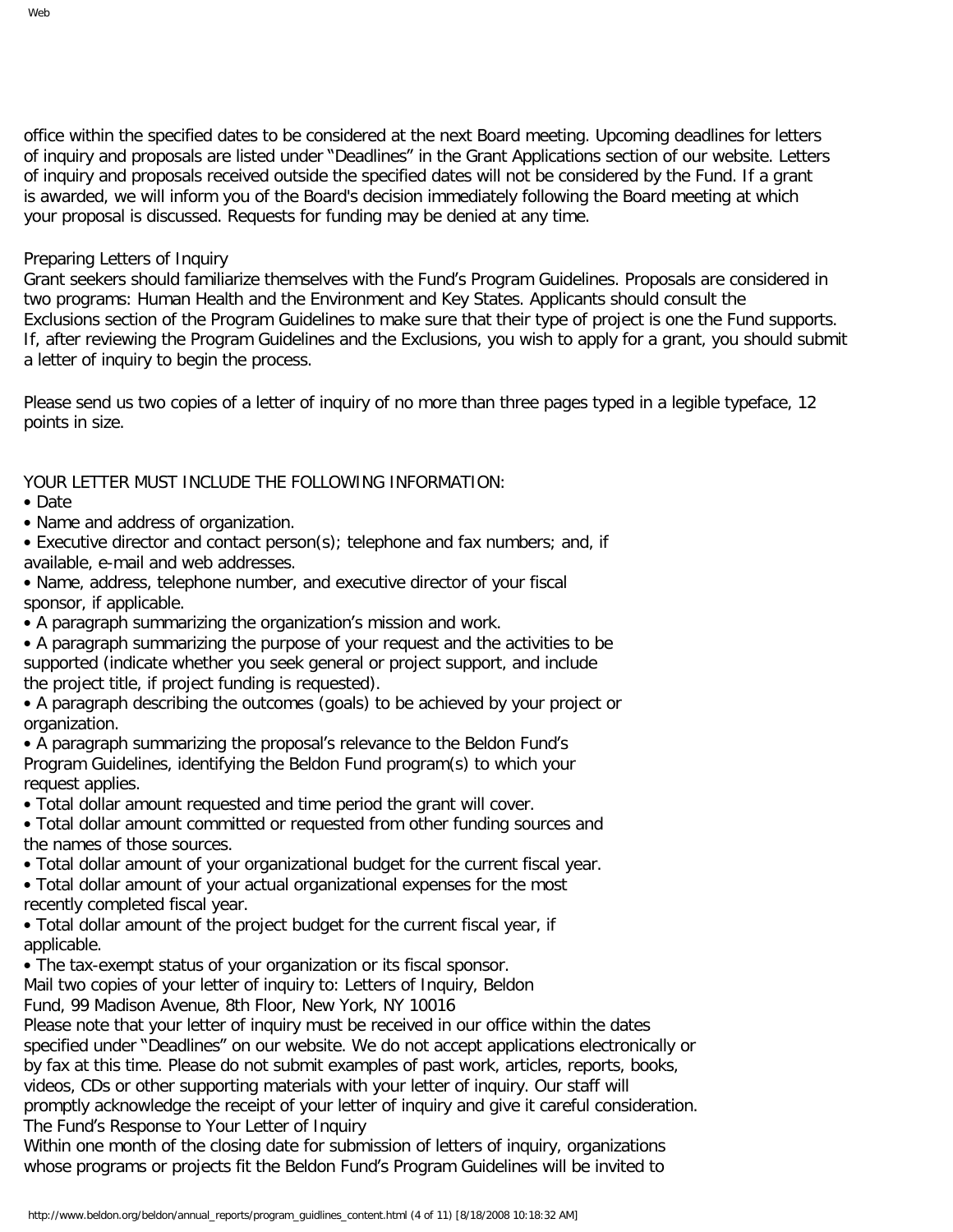office within the specified dates to be considered at the next Board meeting. Upcoming deadlines for letters of inquiry and proposals are listed under "Deadlines" in the Grant Applications section of our website. Letters of inquiry and proposals received outside the specified dates will not be considered by the Fund. If a grant is awarded, we will inform you of the Board's decision immediately following the Board meeting at which your proposal is discussed. Requests for funding may be denied at any time.

## Preparing Letters of Inquiry

Grant seekers should familiarize themselves with the Fund's Program Guidelines. Proposals are considered in two programs: Human Health and the Environment and Key States. Applicants should consult the Exclusions section of the Program Guidelines to make sure that their type of project is one the Fund supports. If, after reviewing the Program Guidelines and the Exclusions, you wish to apply for a grant, you should submit a letter of inquiry to begin the process.

Please send us two copies of a letter of inquiry of no more than three pages typed in a legible typeface, 12 points in size.

YOUR LETTER MUST INCLUDE THE FOLLOWING INFORMATION:

- Date
- Name and address of organization.
- Executive director and contact person(s); telephone and fax numbers; and, if available, e-mail and web addresses.
- Name, address, telephone number, and executive director of your fiscal sponsor, if applicable.
- A paragraph summarizing the organization's mission and work.
- A paragraph summarizing the purpose of your request and the activities to be supported (indicate whether you seek general or project support, and include the project title, if project funding is requested).
- A paragraph describing the outcomes (goals) to be achieved by your project or organization.
- A paragraph summarizing the proposal's relevance to the Beldon Fund's Program Guidelines, identifying the Beldon Fund program(s) to which your request applies.
- Total dollar amount requested and time period the grant will cover.
- Total dollar amount committed or requested from other funding sources and the names of those sources.
- Total dollar amount of your organizational budget for the current fiscal year.
- Total dollar amount of your actual organizational expenses for the most recently completed fiscal year.
- Total dollar amount of the project budget for the current fiscal year, if applicable.
- The tax-exempt status of your organization or its fiscal sponsor.

Mail two copies of your letter of inquiry to: Letters of Inquiry, Beldon Fund, 99 Madison Avenue, 8th Floor, New York, NY 10016

Please note that your letter of inquiry must be received in our office within the dates specified under "Deadlines" on our website. We do not accept applications electronically or by fax at this time. Please do not submit examples of past work, articles, reports, books, videos, CDs or other supporting materials with your letter of inquiry. Our staff will promptly acknowledge the receipt of your letter of inquiry and give it careful consideration.

## The Fund's Response to Your Letter of Inquiry

Within one month of the closing date for submission of letters of inquiry, organizations whose programs or projects fit the Beldon Fund's Program Guidelines will be invited to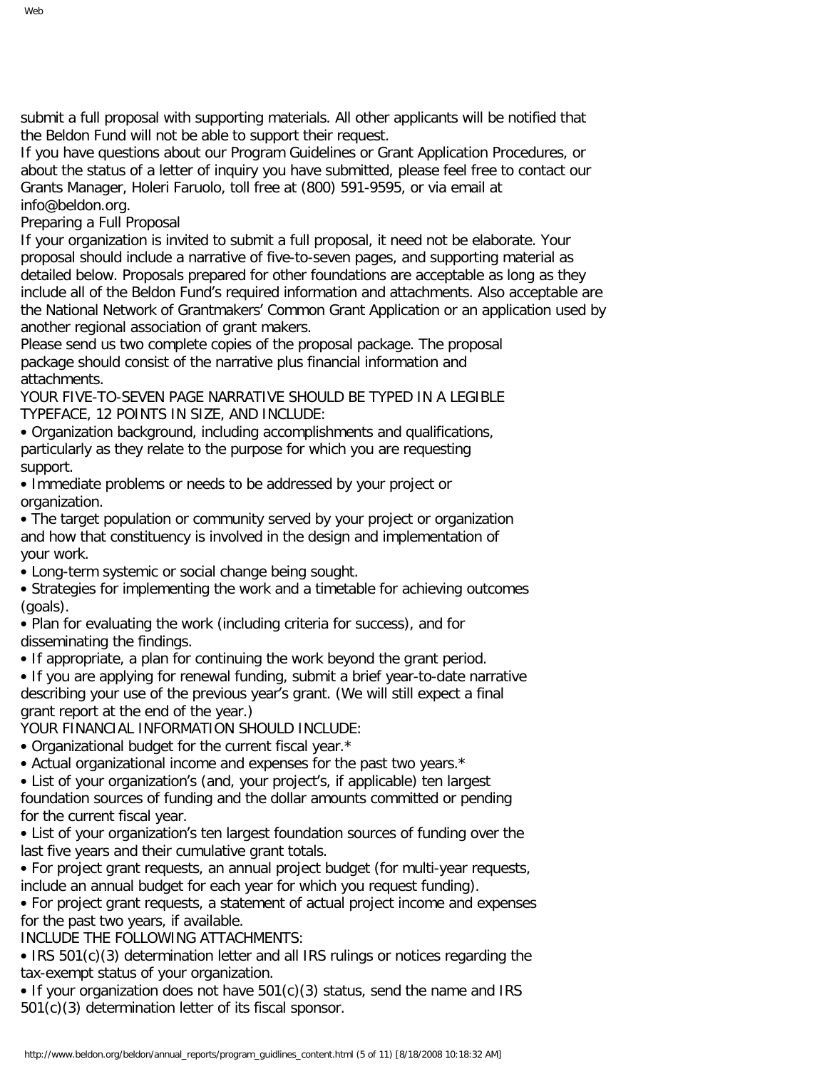submit a full proposal with supporting materials. All other applicants will be notified that the Beldon Fund will not be able to support their request.

If you have questions about our Program Guidelines or Grant Application Procedures, or about the status of a letter of inquiry you have submitted, please feel free to contact our Grants Manager, Holeri Faruolo, toll free at (800) 591-9595, or via email at info@beldon.org.

## Preparing a Full Proposal

If your organization is invited to submit a full proposal, it need not be elaborate. Your proposal should include a narrative of five-to-seven pages, and supporting material as detailed below. Proposals prepared for other foundations are acceptable as long as they include all of the Beldon Fund's required information and attachments. Also acceptable are the National Network of Grantmakers' Common Grant Application or an application used by another regional association of grant makers.

Please send us two complete copies of the proposal package. The proposal package should consist of the narrative plus financial information and attachments.

YOUR FIVE-TO-SEVEN PAGE NARRATIVE SHOULD BE TYPED IN A LEGIBLE TYPEFACE, 12 POINTS IN SIZE, AND INCLUDE:

- Organization background, including accomplishments and qualifications, particularly as they relate to the purpose for which you are requesting support.
- Immediate problems or needs to be addressed by your project or organization.
- The target population or community served by your project or organization and how that constituency is involved in the design and implementation of your work.
- Long-term systemic or social change being sought.
- Strategies for implementing the work and a timetable for achieving outcomes (goals).
- Plan for evaluating the work (including criteria for success), and for disseminating the findings.
- If appropriate, a plan for continuing the work beyond the grant period.
- If you are applying for renewal funding, submit a brief year-to-date narrative describing your use of the previous year's grant. (We will still expect a final grant report at the end of the year.)

YOUR FINANCIAL INFORMATION SHOULD INCLUDE:

- Organizational budget for the current fiscal year.*
- Actual organizational income and expenses for the past two years.*
- List of your organization's (and, your project's, if applicable) ten largest foundation sources of funding and the dollar amounts committed or pending for the current fiscal year.
- List of your organization's ten largest foundation sources of funding over the last five years and their cumulative grant totals.
- For project grant requests, an annual project budget (for multi-year requests, include an annual budget for each year for which you request funding).
- For project grant requests, a statement of actual project income and expenses for the past two years, if available.

INCLUDE THE FOLLOWING ATTACHMENTS:

- IRS 501(c)(3) determination letter and all IRS rulings or notices regarding the tax-exempt status of your organization.
- If your organization does not have 501(c)(3) status, send the name and IRS 501(c)(3) determination letter of its fiscal sponsor.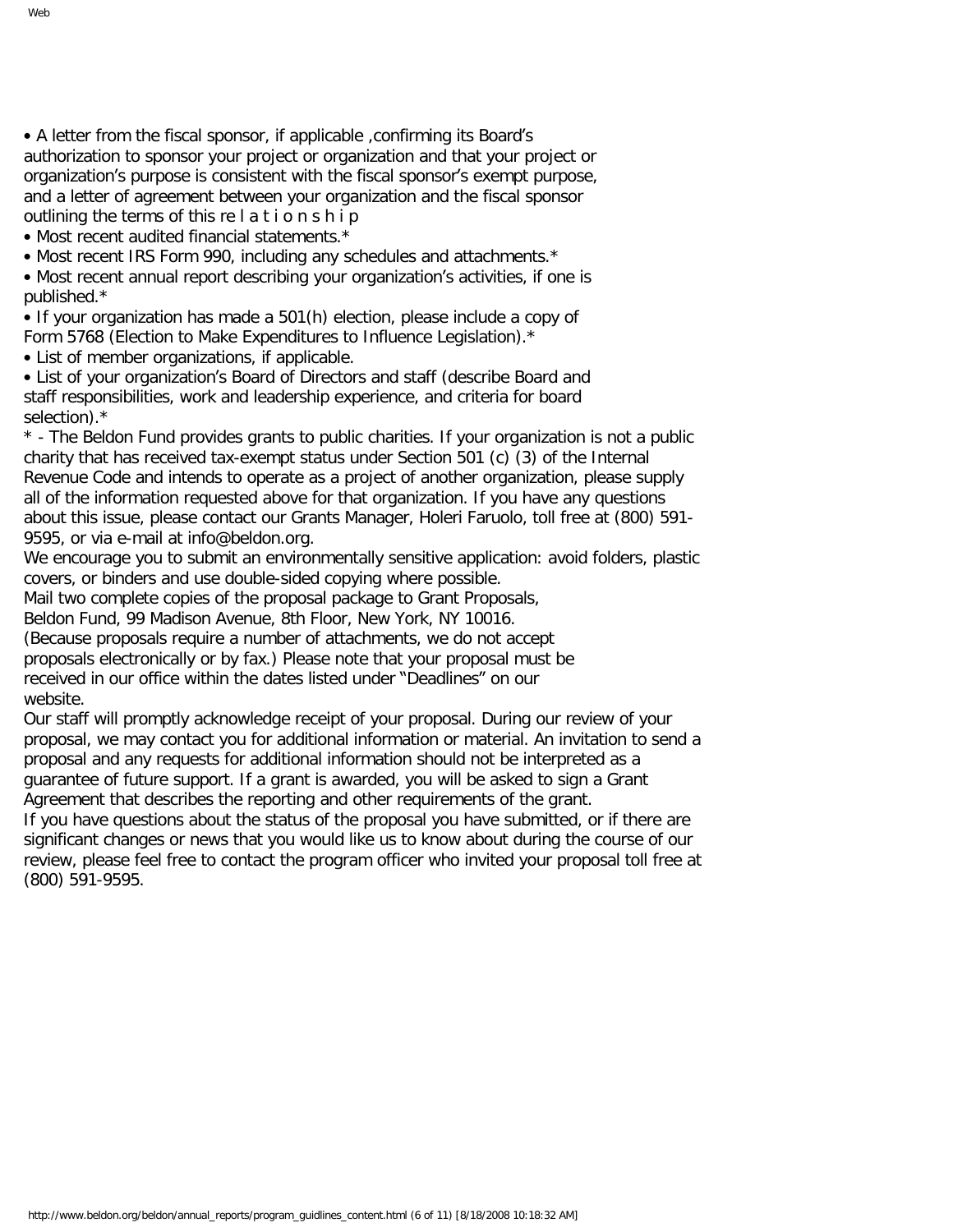- A letter from the fiscal sponsor, if applicable ,confirming its Board's authorization to sponsor your project or organization and that your project or organization's purpose is consistent with the fiscal sponsor's exempt purpose, and a letter of agreement between your organization and the fiscal sponsor outlining the terms of this re l a t i o n s h i p
- Most recent audited financial statements.*
- Most recent IRS Form 990, including any schedules and attachments.*
- Most recent annual report describing your organization's activities, if one is published.*
- If your organization has made a 501(h) election, please include a copy of Form 5768 (Election to Make Expenditures to Influence Legislation).*
- List of member organizations, if applicable.
- List of your organization's Board of Directors and staff (describe Board and staff responsibilities, work and leadership experience, and criteria for board selection).*

* - The Beldon Fund provides grants to public charities. If your organization is not a public charity that has received tax-exempt status under Section 501 (c) (3) of the Internal Revenue Code and intends to operate as a project of another organization, please supply all of the information requested above for that organization. If you have any questions about this issue, please contact our Grants Manager, Holeri Faruolo, toll free at (800) 591-9595, or via e-mail at info@beldon.org.

We encourage you to submit an environmentally sensitive application: avoid folders, plastic covers, or binders and use double-sided copying where possible.

Mail two complete copies of the proposal package to Grant Proposals, Beldon Fund, 99 Madison Avenue, 8th Floor, New York, NY 10016.

(Because proposals require a number of attachments, we do not accept proposals electronically or by fax.) Please note that your proposal must be received in our office within the dates listed under "Deadlines" on our website.

Our staff will promptly acknowledge receipt of your proposal. During our review of your proposal, we may contact you for additional information or material. An invitation to send a proposal and any requests for additional information should not be interpreted as a guarantee of future support. If a grant is awarded, you will be asked to sign a Grant Agreement that describes the reporting and other requirements of the grant.

If you have questions about the status of the proposal you have submitted, or if there are significant changes or news that you would like us to know about during the course of our review, please feel free to contact the program officer who invited your proposal toll free at (800) 591-9595.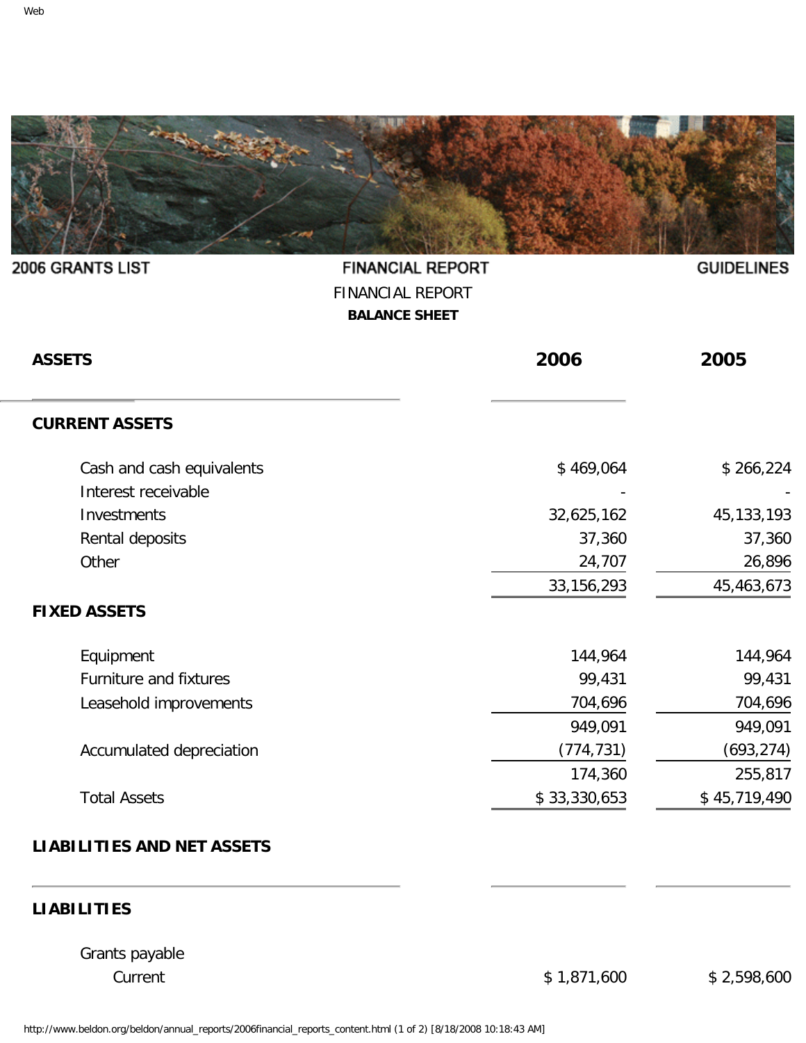2006 GRANTS LIST | FINANCIAL REPORT | GUIDELINES

FINANCIAL REPORT

**BALANCE SHEET**

| **ASSETS** | **2006** | **2005** |
|---|---|---|
| **CURRENT ASSETS** | | |
| Cash and cash equivalents | $ 469,064 | $ 266,224 |
| Interest receivable | - | - |
| Investments | 32,625,162 | 45,133,193 |
| Rental deposits | 37,360 | 37,360 |
| Other | 24,707 | 26,896 |
| | 33,156,293 | 45,463,673 |
| **FIXED ASSETS** | | |
| Equipment | 144,964 | 144,964 |
| Furniture and fixtures | 99,431 | 99,431 |
| Leasehold improvements | 704,696 | 704,696 |
| | 949,091 | 949,091 |
| Accumulated depreciation | (774,731) | (693,274) |
| | 174,360 | 255,817 |
| Total Assets | $ 33,330,653 | $ 45,719,490 |

| **LIABILITIES AND NET ASSETS** | | |
|---|---|---|
| **LIABILITIES** | | |
| Grants payable | | |
| Current | $ 1,871,600 | $ 2,598,600 |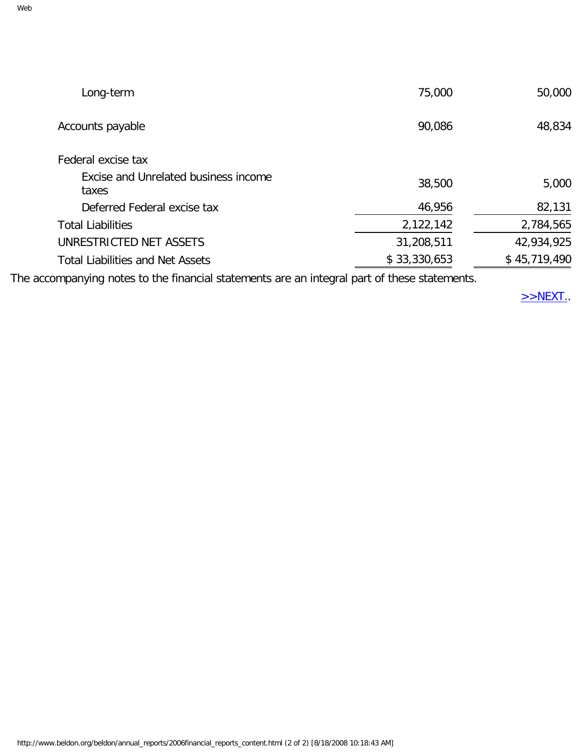| | | |
|---|---|---|
| Long-term | 75,000 | 50,000 |
| Accounts payable | 90,086 | 48,834 |
| Federal excise tax | | |
| Excise and Unrelated business income taxes | 38,500 | 5,000 |
| Deferred Federal excise tax | 46,956 | 82,131 |
| Total Liabilities | 2,122,142 | 2,784,565 |
| UNRESTRICTED NET ASSETS | 31,208,511 | 42,934,925 |
| Total Liabilities and Net Assets | $ 33,330,653 | $ 45,719,490 |

The accompanying notes to the financial statements are an integral part of these statements.

>>NEXT..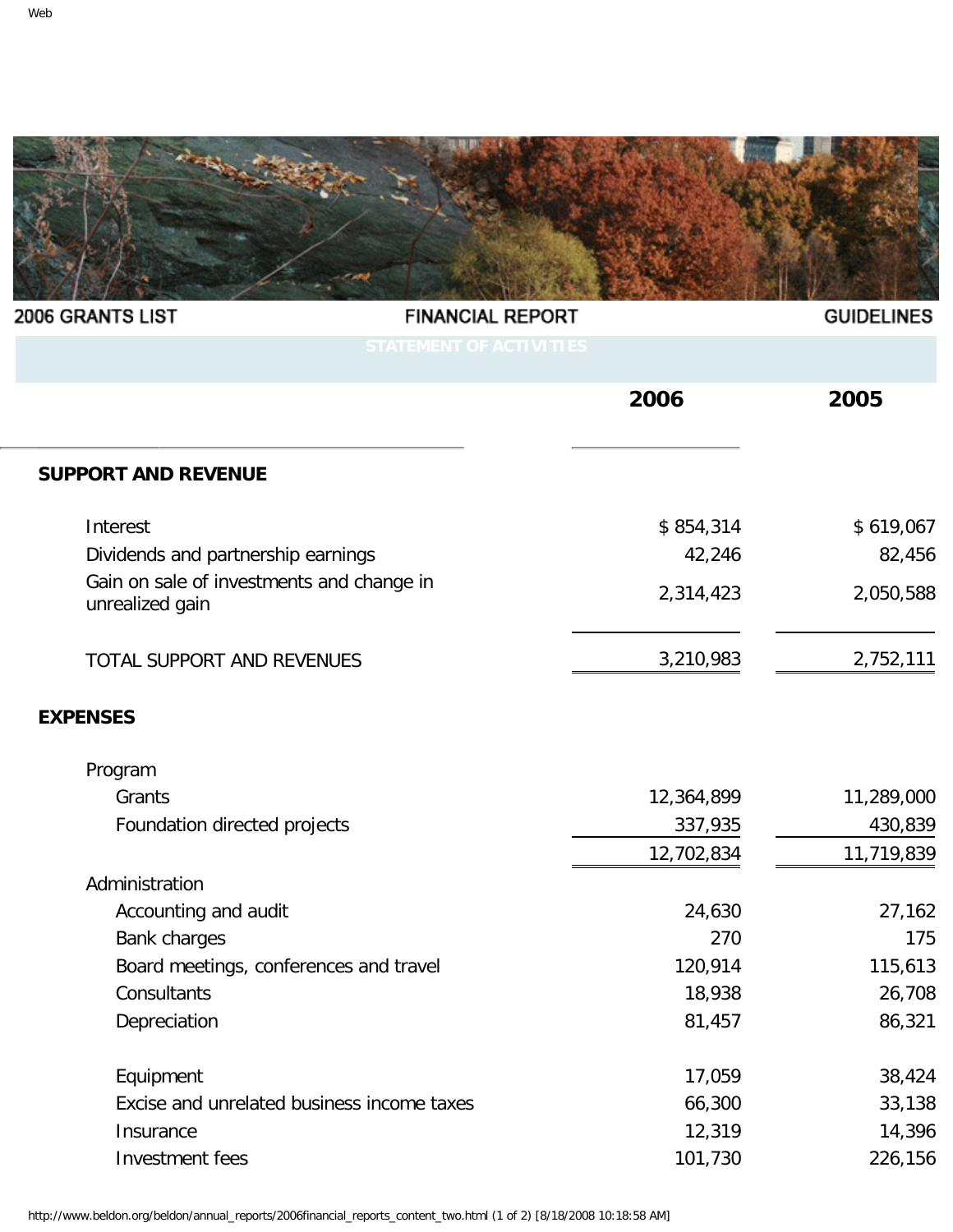2006 GRANTS LIST | FINANCIAL REPORT | GUIDELINES

## STATEMENT OF ACTIVITIES

| | 2006 | 2005 |
|---|---|---|
| **SUPPORT AND REVENUE** | | |
| Interest | $ 854,314 | $ 619,067 |
| Dividends and partnership earnings | 42,246 | 82,456 |
| Gain on sale of investments and change in unrealized gain | 2,314,423 | 2,050,588 |
| TOTAL SUPPORT AND REVENUES | 3,210,983 | 2,752,111 |
| **EXPENSES** | | |
| Program | | |
| Grants | 12,364,899 | 11,289,000 |
| Foundation directed projects | 337,935 | 430,839 |
| | 12,702,834 | 11,719,839 |
| Administration | | |
| Accounting and audit | 24,630 | 27,162 |
| Bank charges | 270 | 175 |
| Board meetings, conferences and travel | 120,914 | 115,613 |
| Consultants | 18,938 | 26,708 |
| Depreciation | 81,457 | 86,321 |
| Equipment | 17,059 | 38,424 |
| Excise and unrelated business income taxes | 66,300 | 33,138 |
| Insurance | 12,319 | 14,396 |
| Investment fees | 101,730 | 226,156 |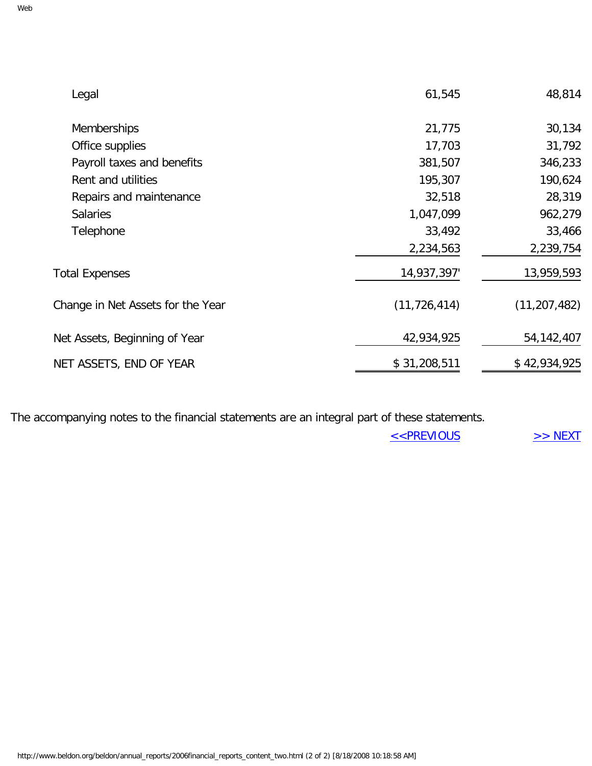| | | |
|---|---|---|
| Legal | 61,545 | 48,814 |
| Memberships | 21,775 | 30,134 |
| Office supplies | 17,703 | 31,792 |
| Payroll taxes and benefits | 381,507 | 346,233 |
| Rent and utilities | 195,307 | 190,624 |
| Repairs and maintenance | 32,518 | 28,319 |
| Salaries | 1,047,099 | 962,279 |
| Telephone | 33,492 | 33,466 |
| | 2,234,563 | 2,239,754 |
| Total Expenses | 14,937,397' | 13,959,593 |
| Change in Net Assets for the Year | (11,726,414) | (11,207,482) |
| Net Assets, Beginning of Year | 42,934,925 | 54,142,407 |
| NET ASSETS, END OF YEAR | $ 31,208,511 | $ 42,934,925 |

The accompanying notes to the financial statements are an integral part of these statements.

<<PREVIOUS >> NEXT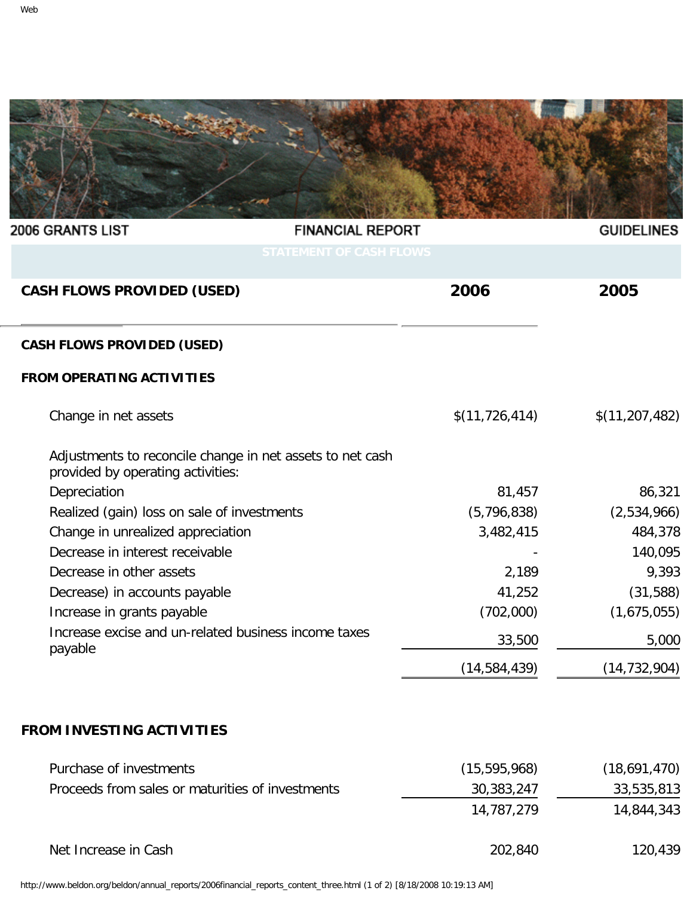2006 GRANTS LIST | FINANCIAL REPORT | GUIDELINES

## STATEMENT OF CASH FLOWS

| CASH FLOWS PROVIDED (USED) | 2006 | 2005 |
|---|---|---|
| **CASH FLOWS PROVIDED (USED)** | | |
| **FROM OPERATING ACTIVITIES** | | |
| Change in net assets | $(11,726,414) | $(11,207,482) |
| Adjustments to reconcile change in net assets to net cash provided by operating activities: | | |
| Depreciation | 81,457 | 86,321 |
| Realized (gain) loss on sale of investments | (5,796,838) | (2,534,966) |
| Change in unrealized appreciation | 3,482,415 | 484,378 |
| Decrease in interest receivable | - | 140,095 |
| Decrease in other assets | 2,189 | 9,393 |
| Decrease) in accounts payable | 41,252 | (31,588) |
| Increase in grants payable | (702,000) | (1,675,055) |
| Increase excise and un-related business income taxes payable | 33,500 | 5,000 |
| | (14,584,439) | (14,732,904) |
| **FROM INVESTING ACTIVITIES** | | |
| Purchase of investments | (15,595,968) | (18,691,470) |
| Proceeds from sales or maturities of investments | 30,383,247 | 33,535,813 |
| | 14,787,279 | 14,844,343 |
| Net Increase in Cash | 202,840 | 120,439 |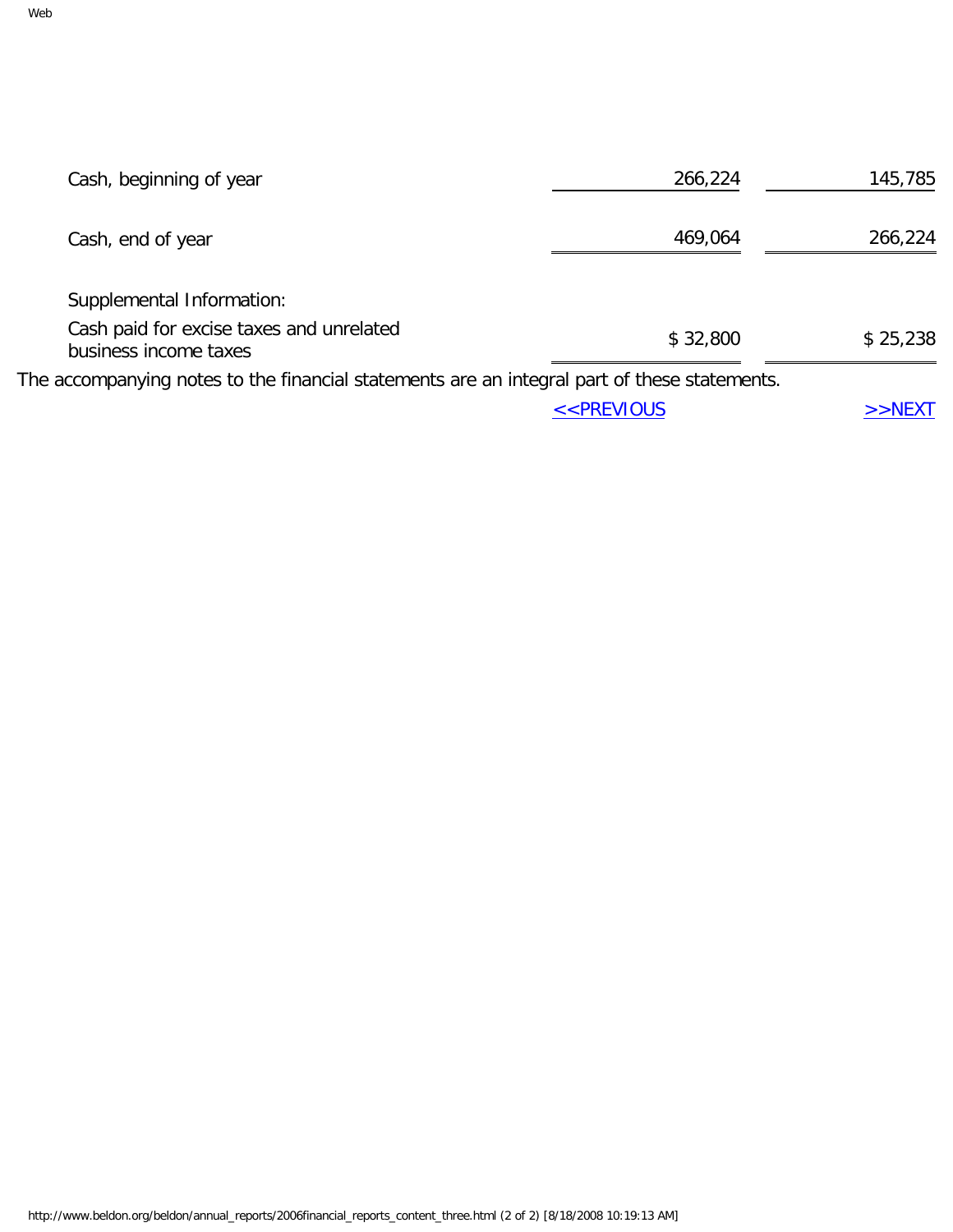| | | |
|---|---|---|
| Cash, beginning of year | 266,224 | 145,785 |
| Cash, end of year | 469,064 | 266,224 |
| Supplemental Information: | | |
| Cash paid for excise taxes and unrelated business income taxes | $ 32,800 | $ 25,238 |

The accompanying notes to the financial statements are an integral part of these statements.

<<PREVIOUS >>NEXT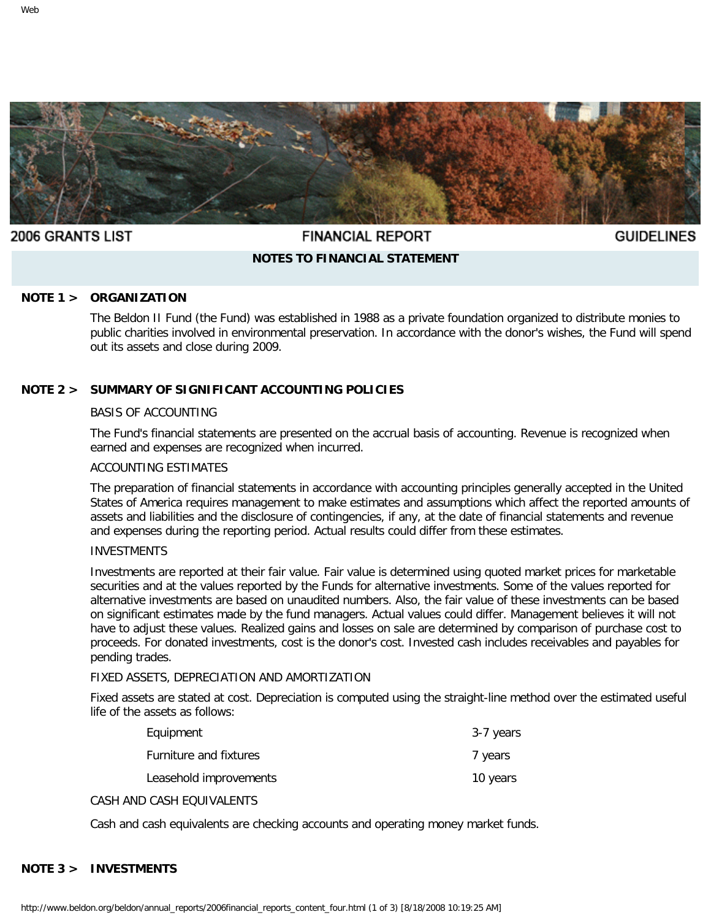2006 GRANTS LIST | FINANCIAL REPORT | GUIDELINES

## NOTES TO FINANCIAL STATEMENT

### NOTE 1 > ORGANIZATION

The Beldon II Fund (the Fund) was established in 1988 as a private foundation organized to distribute monies to public charities involved in environmental preservation. In accordance with the donor's wishes, the Fund will spend out its assets and close during 2009.

### NOTE 2 > SUMMARY OF SIGNIFICANT ACCOUNTING POLICIES

BASIS OF ACCOUNTING

The Fund's financial statements are presented on the accrual basis of accounting. Revenue is recognized when earned and expenses are recognized when incurred.

ACCOUNTING ESTIMATES

The preparation of financial statements in accordance with accounting principles generally accepted in the United States of America requires management to make estimates and assumptions which affect the reported amounts of assets and liabilities and the disclosure of contingencies, if any, at the date of financial statements and revenue and expenses during the reporting period. Actual results could differ from these estimates.

INVESTMENTS

Investments are reported at their fair value. Fair value is determined using quoted market prices for marketable securities and at the values reported by the Funds for alternative investments. Some of the values reported for alternative investments are based on unaudited numbers. Also, the fair value of these investments can be based on significant estimates made by the fund managers. Actual values could differ. Management believes it will not have to adjust these values. Realized gains and losses on sale are determined by comparison of purchase cost to proceeds. For donated investments, cost is the donor's cost. Invested cash includes receivables and payables for pending trades.

FIXED ASSETS, DEPRECIATION AND AMORTIZATION

Fixed assets are stated at cost. Depreciation is computed using the straight-line method over the estimated useful life of the assets as follows:

| | |
|---|---|
| Equipment | 3-7 years |
| Furniture and fixtures | 7 years |
| Leasehold improvements | 10 years |

CASH AND CASH EQUIVALENTS

Cash and cash equivalents are checking accounts and operating money market funds.

### NOTE 3 > INVESTMENTS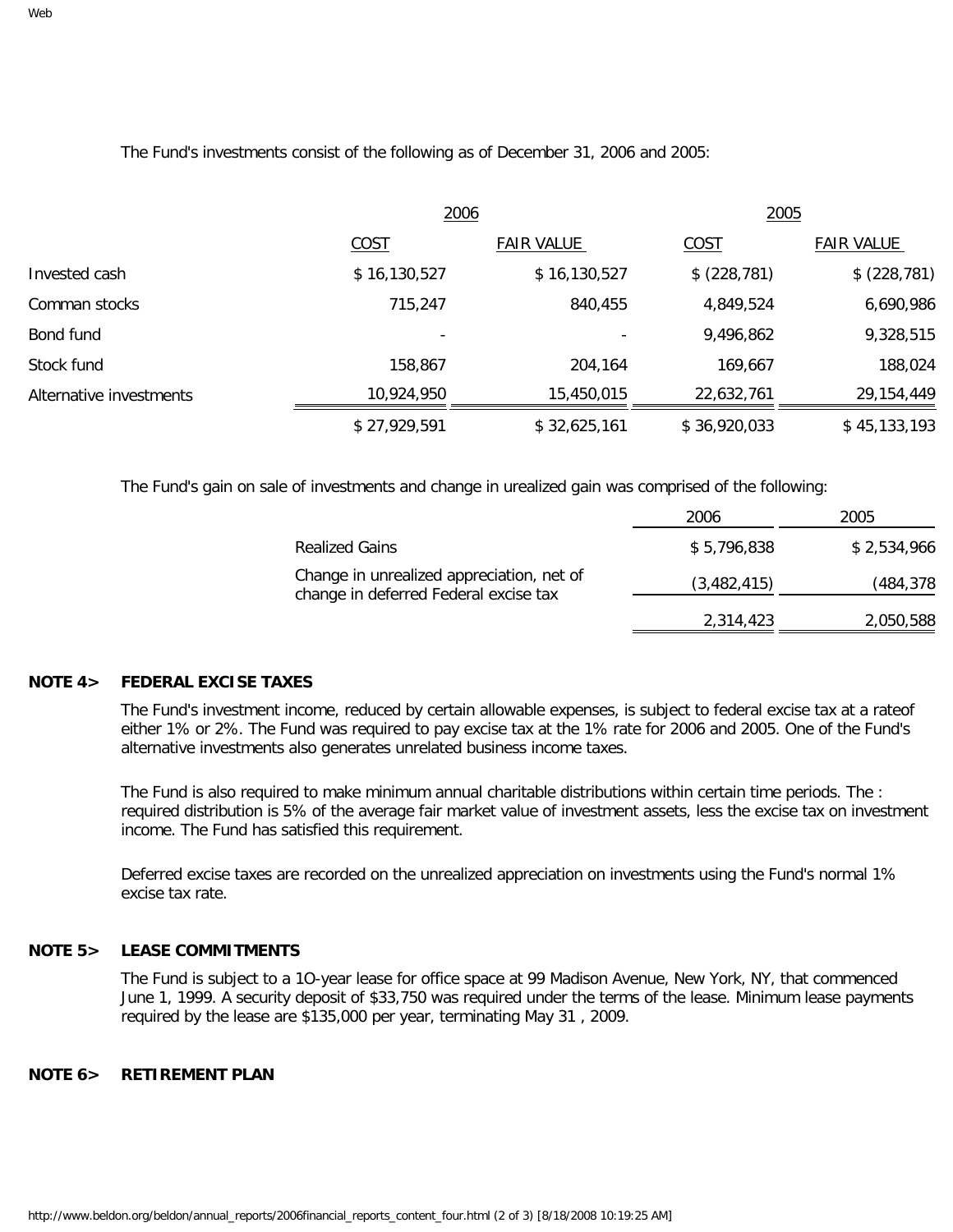The Fund's investments consist of the following as of December 31, 2006 and 2005:

| | 2006 | | 2005 | |
|---|---|---|---|---|
| | COST | FAIR VALUE | COST | FAIR VALUE |
| Invested cash | $ 16,130,527 | $ 16,130,527 | $ (228,781) | $ (228,781) |
| Comman stocks | 715,247 | 840,455 | 4,849,524 | 6,690,986 |
| Bond fund | - | - | 9,496,862 | 9,328,515 |
| Stock fund | 158,867 | 204,164 | 169,667 | 188,024 |
| Alternative investments | 10,924,950 | 15,450,015 | 22,632,761 | 29,154,449 |
| | $ 27,929,591 | $ 32,625,161 | $ 36,920,033 | $ 45,133,193 |

The Fund's gain on sale of investments and change in urealized gain was comprised of the following:

| | 2006 | 2005 |
|---|---|---|
| Realized Gains | $ 5,796,838 | $ 2,534,966 |
| Change in unrealized appreciation, net of change in deferred Federal excise tax | (3,482,415) | (484,378 |
| | 2,314,423 | 2,050,588 |

**NOTE 4> FEDERAL EXCISE TAXES**

The Fund's investment income, reduced by certain allowable expenses, is subject to federal excise tax at a rateof either 1% or 2%. The Fund was required to pay excise tax at the 1% rate for 2006 and 2005. One of the Fund's alternative investments also generates unrelated business income taxes.

The Fund is also required to make minimum annual charitable distributions within certain time periods. The : required distribution is 5% of the average fair market value of investment assets, less the excise tax on investment income. The Fund has satisfied this requirement.

Deferred excise taxes are recorded on the unrealized appreciation on investments using the Fund's normal 1% excise tax rate.

**NOTE 5> LEASE COMMITMENTS**

The Fund is subject to a 1O-year lease for office space at 99 Madison Avenue, New York, NY, that commenced June 1, 1999. A security deposit of $33,750 was required under the terms of the lease. Minimum lease payments required by the lease are $135,000 per year, terminating May 31 , 2009.

**NOTE 6> RETIREMENT PLAN**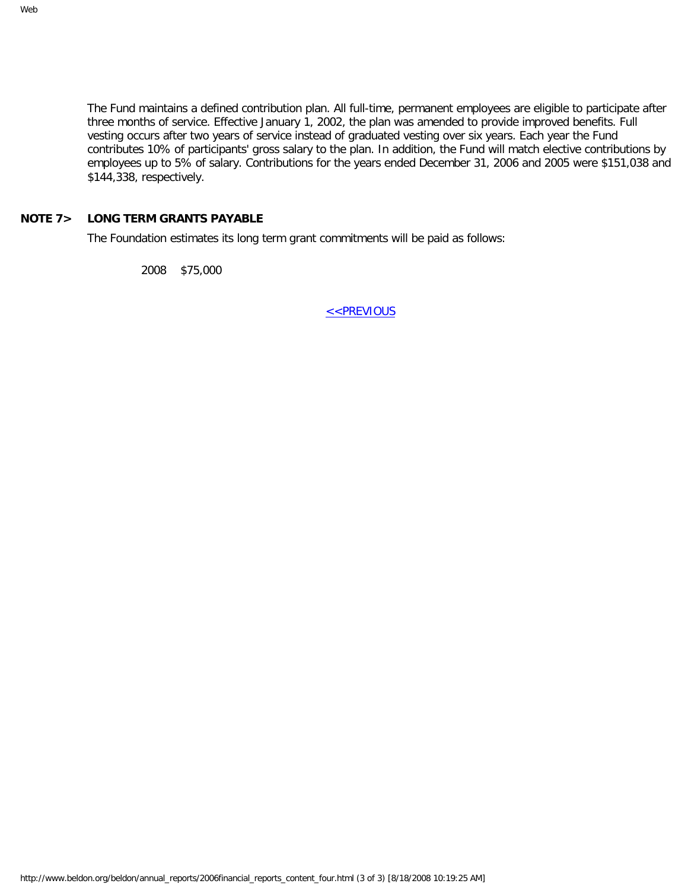The Fund maintains a defined contribution plan. All full-time, permanent employees are eligible to participate after three months of service. Effective January 1, 2002, the plan was amended to provide improved benefits. Full vesting occurs after two years of service instead of graduated vesting over six years. Each year the Fund contributes 10% of participants' gross salary to the plan. In addition, the Fund will match elective contributions by employees up to 5% of salary. Contributions for the years ended December 31, 2006 and 2005 were $151,038 and $144,338, respectively.

## NOTE 7> LONG TERM GRANTS PAYABLE

The Foundation estimates its long term grant commitments will be paid as follows:

| | |
|---|---|
| 2008 | $75,000 |

<<PREVIOUS